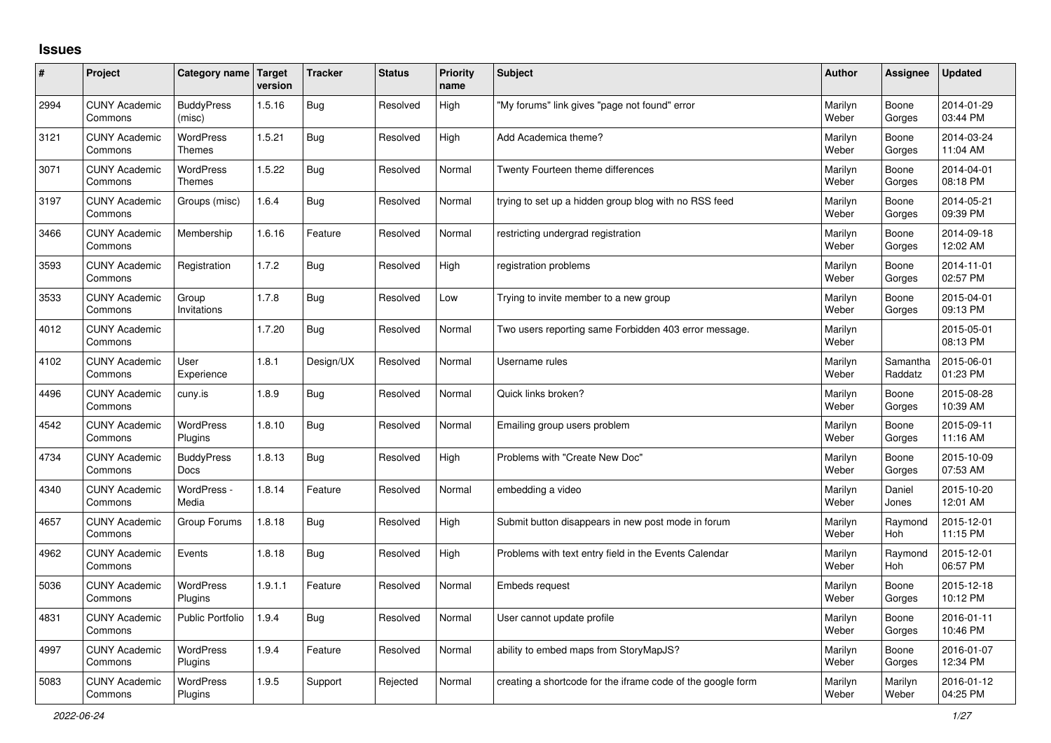# Issues

| # | Project | Category name | Target version | Tracker | Status | Priority name | Subject | Author | Assignee | Updated |
|---|---|---|---|---|---|---|---|---|---|---|
| 2994 | CUNY Academic Commons | BuddyPress (misc) | 1.5.16 | Bug | Resolved | High | "My forums" link gives "page not found" error | Marilyn Weber | Boone Gorges | 2014-01-29 03:44 PM |
| 3121 | CUNY Academic Commons | WordPress Themes | 1.5.21 | Bug | Resolved | High | Add Academica theme? | Marilyn Weber | Boone Gorges | 2014-03-24 11:04 AM |
| 3071 | CUNY Academic Commons | WordPress Themes | 1.5.22 | Bug | Resolved | Normal | Twenty Fourteen theme differences | Marilyn Weber | Boone Gorges | 2014-04-01 08:18 PM |
| 3197 | CUNY Academic Commons | Groups (misc) | 1.6.4 | Bug | Resolved | Normal | trying to set up a hidden group blog with no RSS feed | Marilyn Weber | Boone Gorges | 2014-05-21 09:39 PM |
| 3466 | CUNY Academic Commons | Membership | 1.6.16 | Feature | Resolved | Normal | restricting undergrad registration | Marilyn Weber | Boone Gorges | 2014-09-18 12:02 AM |
| 3593 | CUNY Academic Commons | Registration | 1.7.2 | Bug | Resolved | High | registration problems | Marilyn Weber | Boone Gorges | 2014-11-01 02:57 PM |
| 3533 | CUNY Academic Commons | Group Invitations | 1.7.8 | Bug | Resolved | Low | Trying to invite member to a new group | Marilyn Weber | Boone Gorges | 2015-04-01 09:13 PM |
| 4012 | CUNY Academic Commons | | 1.7.20 | Bug | Resolved | Normal | Two users reporting same Forbidden 403 error message. | Marilyn Weber | | 2015-05-01 08:13 PM |
| 4102 | CUNY Academic Commons | User Experience | 1.8.1 | Design/UX | Resolved | Normal | Username rules | Marilyn Weber | Samantha Raddatz | 2015-06-01 01:23 PM |
| 4496 | CUNY Academic Commons | cuny.is | 1.8.9 | Bug | Resolved | Normal | Quick links broken? | Marilyn Weber | Boone Gorges | 2015-08-28 10:39 AM |
| 4542 | CUNY Academic Commons | WordPress Plugins | 1.8.10 | Bug | Resolved | Normal | Emailing group users problem | Marilyn Weber | Boone Gorges | 2015-09-11 11:16 AM |
| 4734 | CUNY Academic Commons | BuddyPress Docs | 1.8.13 | Bug | Resolved | High | Problems with "Create New Doc" | Marilyn Weber | Boone Gorges | 2015-10-09 07:53 AM |
| 4340 | CUNY Academic Commons | WordPress - Media | 1.8.14 | Feature | Resolved | Normal | embedding a video | Marilyn Weber | Daniel Jones | 2015-10-20 12:01 AM |
| 4657 | CUNY Academic Commons | Group Forums | 1.8.18 | Bug | Resolved | High | Submit button disappears in new post mode in forum | Marilyn Weber | Raymond Hoh | 2015-12-01 11:15 PM |
| 4962 | CUNY Academic Commons | Events | 1.8.18 | Bug | Resolved | High | Problems with text entry field in the Events Calendar | Marilyn Weber | Raymond Hoh | 2015-12-01 06:57 PM |
| 5036 | CUNY Academic Commons | WordPress Plugins | 1.9.1.1 | Feature | Resolved | Normal | Embeds request | Marilyn Weber | Boone Gorges | 2015-12-18 10:12 PM |
| 4831 | CUNY Academic Commons | Public Portfolio | 1.9.4 | Bug | Resolved | Normal | User cannot update profile | Marilyn Weber | Boone Gorges | 2016-01-11 10:46 PM |
| 4997 | CUNY Academic Commons | WordPress Plugins | 1.9.4 | Feature | Resolved | Normal | ability to embed maps from StoryMapJS? | Marilyn Weber | Boone Gorges | 2016-01-07 12:34 PM |
| 5083 | CUNY Academic Commons | WordPress Plugins | 1.9.5 | Support | Rejected | Normal | creating a shortcode for the iframe code of the google form | Marilyn Weber | Marilyn Weber | 2016-01-12 04:25 PM |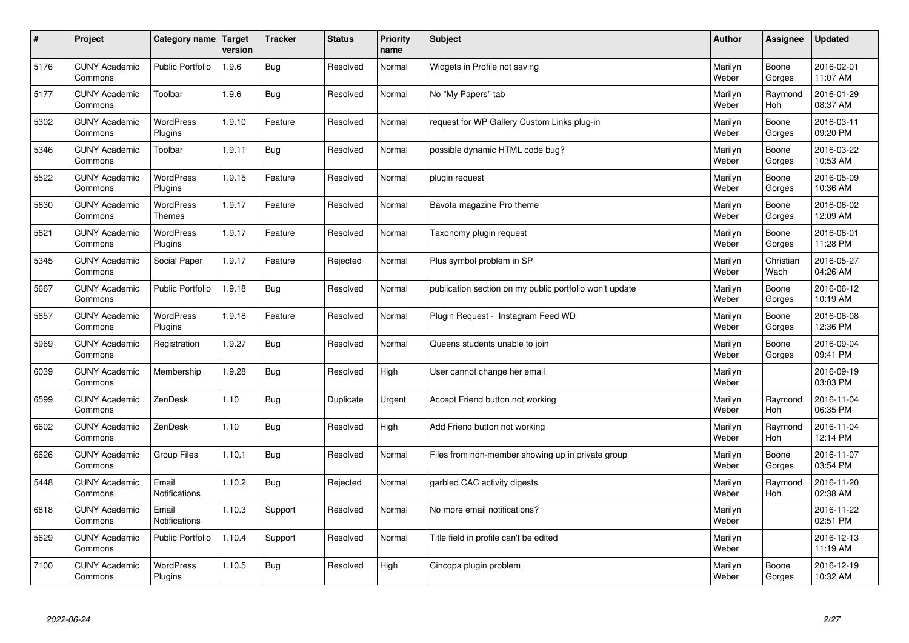| # | Project | Category name | Target version | Tracker | Status | Priority name | Subject | Author | Assignee | Updated |
|---|---|---|---|---|---|---|---|---|---|---|
| 5176 | CUNY Academic Commons | Public Portfolio | 1.9.6 | Bug | Resolved | Normal | Widgets in Profile not saving | Marilyn Weber | Boone Gorges | 2016-02-01 11:07 AM |
| 5177 | CUNY Academic Commons | Toolbar | 1.9.6 | Bug | Resolved | Normal | No "My Papers" tab | Marilyn Weber | Raymond Hoh | 2016-01-29 08:37 AM |
| 5302 | CUNY Academic Commons | WordPress Plugins | 1.9.10 | Feature | Resolved | Normal | request for WP Gallery Custom Links plug-in | Marilyn Weber | Boone Gorges | 2016-03-11 09:20 PM |
| 5346 | CUNY Academic Commons | Toolbar | 1.9.11 | Bug | Resolved | Normal | possible dynamic HTML code bug? | Marilyn Weber | Boone Gorges | 2016-03-22 10:53 AM |
| 5522 | CUNY Academic Commons | WordPress Plugins | 1.9.15 | Feature | Resolved | Normal | plugin request | Marilyn Weber | Boone Gorges | 2016-05-09 10:36 AM |
| 5630 | CUNY Academic Commons | WordPress Themes | 1.9.17 | Feature | Resolved | Normal | Bavota magazine Pro theme | Marilyn Weber | Boone Gorges | 2016-06-02 12:09 AM |
| 5621 | CUNY Academic Commons | WordPress Plugins | 1.9.17 | Feature | Resolved | Normal | Taxonomy plugin request | Marilyn Weber | Boone Gorges | 2016-06-01 11:28 PM |
| 5345 | CUNY Academic Commons | Social Paper | 1.9.17 | Feature | Rejected | Normal | Plus symbol problem in SP | Marilyn Weber | Christian Wach | 2016-05-27 04:26 AM |
| 5667 | CUNY Academic Commons | Public Portfolio | 1.9.18 | Bug | Resolved | Normal | publication section on my public portfolio won't update | Marilyn Weber | Boone Gorges | 2016-06-12 10:19 AM |
| 5657 | CUNY Academic Commons | WordPress Plugins | 1.9.18 | Feature | Resolved | Normal | Plugin Request - Instagram Feed WD | Marilyn Weber | Boone Gorges | 2016-06-08 12:36 PM |
| 5969 | CUNY Academic Commons | Registration | 1.9.27 | Bug | Resolved | Normal | Queens students unable to join | Marilyn Weber | Boone Gorges | 2016-09-04 09:41 PM |
| 6039 | CUNY Academic Commons | Membership | 1.9.28 | Bug | Resolved | High | User cannot change her email | Marilyn Weber | | 2016-09-19 03:03 PM |
| 6599 | CUNY Academic Commons | ZenDesk | 1.10 | Bug | Duplicate | Urgent | Accept Friend button not working | Marilyn Weber | Raymond Hoh | 2016-11-04 06:35 PM |
| 6602 | CUNY Academic Commons | ZenDesk | 1.10 | Bug | Resolved | High | Add Friend button not working | Marilyn Weber | Raymond Hoh | 2016-11-04 12:14 PM |
| 6626 | CUNY Academic Commons | Group Files | 1.10.1 | Bug | Resolved | Normal | Files from non-member showing up in private group | Marilyn Weber | Boone Gorges | 2016-11-07 03:54 PM |
| 5448 | CUNY Academic Commons | Email Notifications | 1.10.2 | Bug | Rejected | Normal | garbled CAC activity digests | Marilyn Weber | Raymond Hoh | 2016-11-20 02:38 AM |
| 6818 | CUNY Academic Commons | Email Notifications | 1.10.3 | Support | Resolved | Normal | No more email notifications? | Marilyn Weber | | 2016-11-22 02:51 PM |
| 5629 | CUNY Academic Commons | Public Portfolio | 1.10.4 | Support | Resolved | Normal | Title field in profile can't be edited | Marilyn Weber | | 2016-12-13 11:19 AM |
| 7100 | CUNY Academic Commons | WordPress Plugins | 1.10.5 | Bug | Resolved | High | Cincopa plugin problem | Marilyn Weber | Boone Gorges | 2016-12-19 10:32 AM |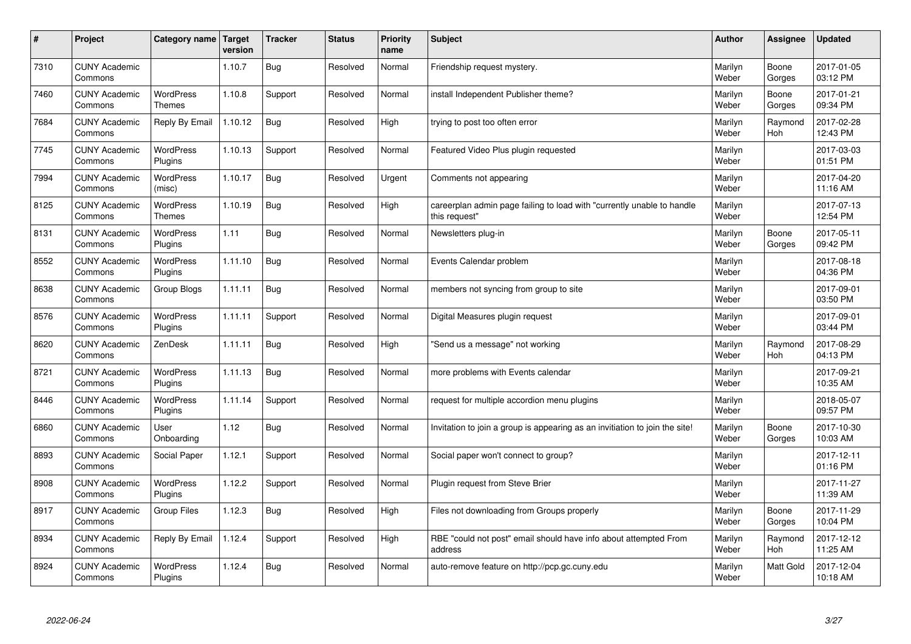| # | Project | Category name | Target version | Tracker | Status | Priority name | Subject | Author | Assignee | Updated |
|---|---|---|---|---|---|---|---|---|---|---|
| 7310 | CUNY Academic Commons | | 1.10.7 | Bug | Resolved | Normal | Friendship request mystery. | Marilyn Weber | Boone Gorges | 2017-01-05 03:12 PM |
| 7460 | CUNY Academic Commons | WordPress Themes | 1.10.8 | Support | Resolved | Normal | install Independent Publisher theme? | Marilyn Weber | Boone Gorges | 2017-01-21 09:34 PM |
| 7684 | CUNY Academic Commons | Reply By Email | 1.10.12 | Bug | Resolved | High | trying to post too often error | Marilyn Weber | Raymond Hoh | 2017-02-28 12:43 PM |
| 7745 | CUNY Academic Commons | WordPress Plugins | 1.10.13 | Support | Resolved | Normal | Featured Video Plus plugin requested | Marilyn Weber | | 2017-03-03 01:51 PM |
| 7994 | CUNY Academic Commons | WordPress (misc) | 1.10.17 | Bug | Resolved | Urgent | Comments not appearing | Marilyn Weber | | 2017-04-20 11:16 AM |
| 8125 | CUNY Academic Commons | WordPress Themes | 1.10.19 | Bug | Resolved | High | careerplan admin page failing to load with "currently unable to handle this request" | Marilyn Weber | | 2017-07-13 12:54 PM |
| 8131 | CUNY Academic Commons | WordPress Plugins | 1.11 | Bug | Resolved | Normal | Newsletters plug-in | Marilyn Weber | Boone Gorges | 2017-05-11 09:42 PM |
| 8552 | CUNY Academic Commons | WordPress Plugins | 1.11.10 | Bug | Resolved | Normal | Events Calendar problem | Marilyn Weber | | 2017-08-18 04:36 PM |
| 8638 | CUNY Academic Commons | Group Blogs | 1.11.11 | Bug | Resolved | Normal | members not syncing from group to site | Marilyn Weber | | 2017-09-01 03:50 PM |
| 8576 | CUNY Academic Commons | WordPress Plugins | 1.11.11 | Support | Resolved | Normal | Digital Measures plugin request | Marilyn Weber | | 2017-09-01 03:44 PM |
| 8620 | CUNY Academic Commons | ZenDesk | 1.11.11 | Bug | Resolved | High | "Send us a message" not working | Marilyn Weber | Raymond Hoh | 2017-08-29 04:13 PM |
| 8721 | CUNY Academic Commons | WordPress Plugins | 1.11.13 | Bug | Resolved | Normal | more problems with Events calendar | Marilyn Weber | | 2017-09-21 10:35 AM |
| 8446 | CUNY Academic Commons | WordPress Plugins | 1.11.14 | Support | Resolved | Normal | request for multiple accordion menu plugins | Marilyn Weber | | 2018-05-07 09:57 PM |
| 6860 | CUNY Academic Commons | User Onboarding | 1.12 | Bug | Resolved | Normal | Invitation to join a group is appearing as an invitiation to join the site! | Marilyn Weber | Boone Gorges | 2017-10-30 10:03 AM |
| 8893 | CUNY Academic Commons | Social Paper | 1.12.1 | Support | Resolved | Normal | Social paper won't connect to group? | Marilyn Weber | | 2017-12-11 01:16 PM |
| 8908 | CUNY Academic Commons | WordPress Plugins | 1.12.2 | Support | Resolved | Normal | Plugin request from Steve Brier | Marilyn Weber | | 2017-11-27 11:39 AM |
| 8917 | CUNY Academic Commons | Group Files | 1.12.3 | Bug | Resolved | High | Files not downloading from Groups properly | Marilyn Weber | Boone Gorges | 2017-11-29 10:04 PM |
| 8934 | CUNY Academic Commons | Reply By Email | 1.12.4 | Support | Resolved | High | RBE "could not post" email should have info about attempted From address | Marilyn Weber | Raymond Hoh | 2017-12-12 11:25 AM |
| 8924 | CUNY Academic Commons | WordPress Plugins | 1.12.4 | Bug | Resolved | Normal | auto-remove feature on http://pcp.gc.cuny.edu | Marilyn Weber | Matt Gold | 2017-12-04 10:18 AM |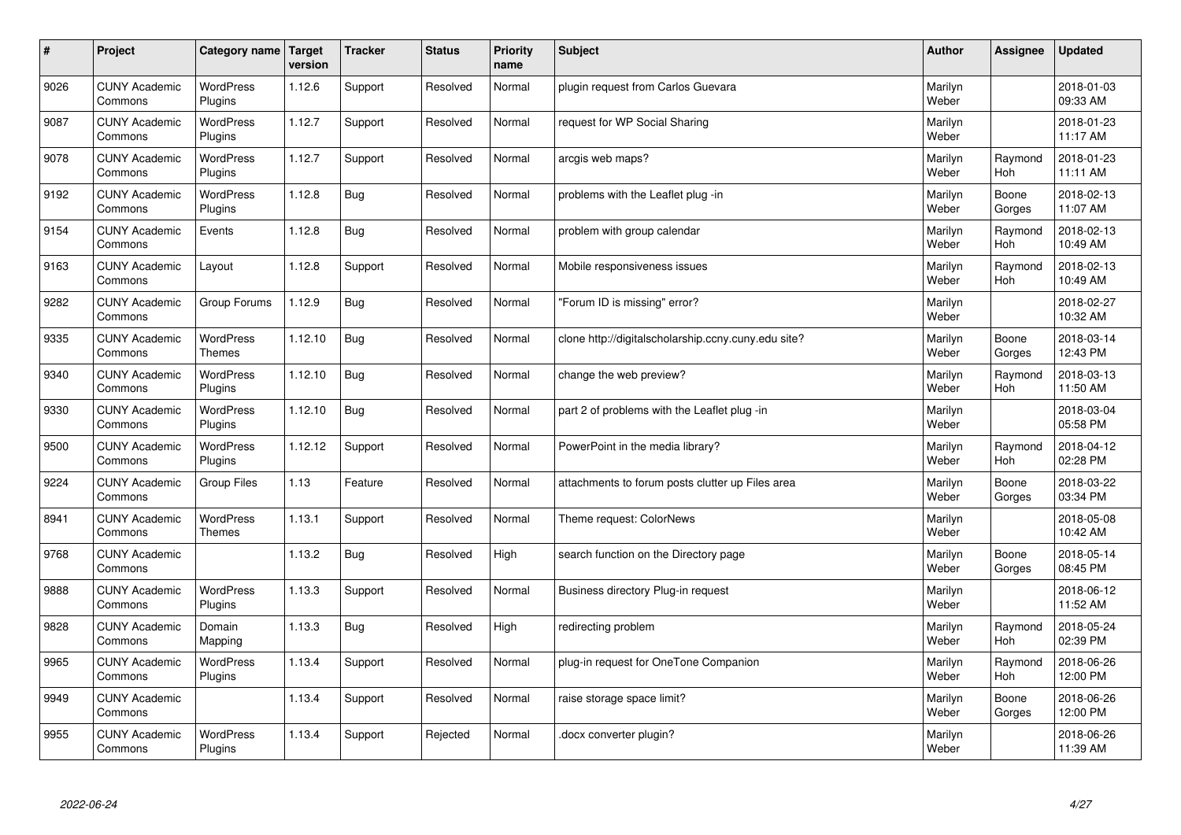| # | Project | Category name | Target version | Tracker | Status | Priority name | Subject | Author | Assignee | Updated |
|---|---|---|---|---|---|---|---|---|---|---|
| 9026 | CUNY Academic Commons | WordPress Plugins | 1.12.6 | Support | Resolved | Normal | plugin request from Carlos Guevara | Marilyn Weber | | 2018-01-03 09:33 AM |
| 9087 | CUNY Academic Commons | WordPress Plugins | 1.12.7 | Support | Resolved | Normal | request for WP Social Sharing | Marilyn Weber | | 2018-01-23 11:17 AM |
| 9078 | CUNY Academic Commons | WordPress Plugins | 1.12.7 | Support | Resolved | Normal | arcgis web maps? | Marilyn Weber | Raymond Hoh | 2018-01-23 11:11 AM |
| 9192 | CUNY Academic Commons | WordPress Plugins | 1.12.8 | Bug | Resolved | Normal | problems with the Leaflet plug -in | Marilyn Weber | Boone Gorges | 2018-02-13 11:07 AM |
| 9154 | CUNY Academic Commons | Events | 1.12.8 | Bug | Resolved | Normal | problem with group calendar | Marilyn Weber | Raymond Hoh | 2018-02-13 10:49 AM |
| 9163 | CUNY Academic Commons | Layout | 1.12.8 | Support | Resolved | Normal | Mobile responsiveness issues | Marilyn Weber | Raymond Hoh | 2018-02-13 10:49 AM |
| 9282 | CUNY Academic Commons | Group Forums | 1.12.9 | Bug | Resolved | Normal | "Forum ID is missing" error? | Marilyn Weber | | 2018-02-27 10:32 AM |
| 9335 | CUNY Academic Commons | WordPress Themes | 1.12.10 | Bug | Resolved | Normal | clone http://digitalscholarship.ccny.cuny.edu site? | Marilyn Weber | Boone Gorges | 2018-03-14 12:43 PM |
| 9340 | CUNY Academic Commons | WordPress Plugins | 1.12.10 | Bug | Resolved | Normal | change the web preview? | Marilyn Weber | Raymond Hoh | 2018-03-13 11:50 AM |
| 9330 | CUNY Academic Commons | WordPress Plugins | 1.12.10 | Bug | Resolved | Normal | part 2 of problems with the Leaflet plug -in | Marilyn Weber | | 2018-03-04 05:58 PM |
| 9500 | CUNY Academic Commons | WordPress Plugins | 1.12.12 | Support | Resolved | Normal | PowerPoint in the media library? | Marilyn Weber | Raymond Hoh | 2018-04-12 02:28 PM |
| 9224 | CUNY Academic Commons | Group Files | 1.13 | Feature | Resolved | Normal | attachments to forum posts clutter up Files area | Marilyn Weber | Boone Gorges | 2018-03-22 03:34 PM |
| 8941 | CUNY Academic Commons | WordPress Themes | 1.13.1 | Support | Resolved | Normal | Theme request: ColorNews | Marilyn Weber | | 2018-05-08 10:42 AM |
| 9768 | CUNY Academic Commons | | 1.13.2 | Bug | Resolved | High | search function on the Directory page | Marilyn Weber | Boone Gorges | 2018-05-14 08:45 PM |
| 9888 | CUNY Academic Commons | WordPress Plugins | 1.13.3 | Support | Resolved | Normal | Business directory Plug-in request | Marilyn Weber | | 2018-06-12 11:52 AM |
| 9828 | CUNY Academic Commons | Domain Mapping | 1.13.3 | Bug | Resolved | High | redirecting problem | Marilyn Weber | Raymond Hoh | 2018-05-24 02:39 PM |
| 9965 | CUNY Academic Commons | WordPress Plugins | 1.13.4 | Support | Resolved | Normal | plug-in request for OneTone Companion | Marilyn Weber | Raymond Hoh | 2018-06-26 12:00 PM |
| 9949 | CUNY Academic Commons | | 1.13.4 | Support | Resolved | Normal | raise storage space limit? | Marilyn Weber | Boone Gorges | 2018-06-26 12:00 PM |
| 9955 | CUNY Academic Commons | WordPress Plugins | 1.13.4 | Support | Rejected | Normal | .docx converter plugin? | Marilyn Weber | | 2018-06-26 11:39 AM |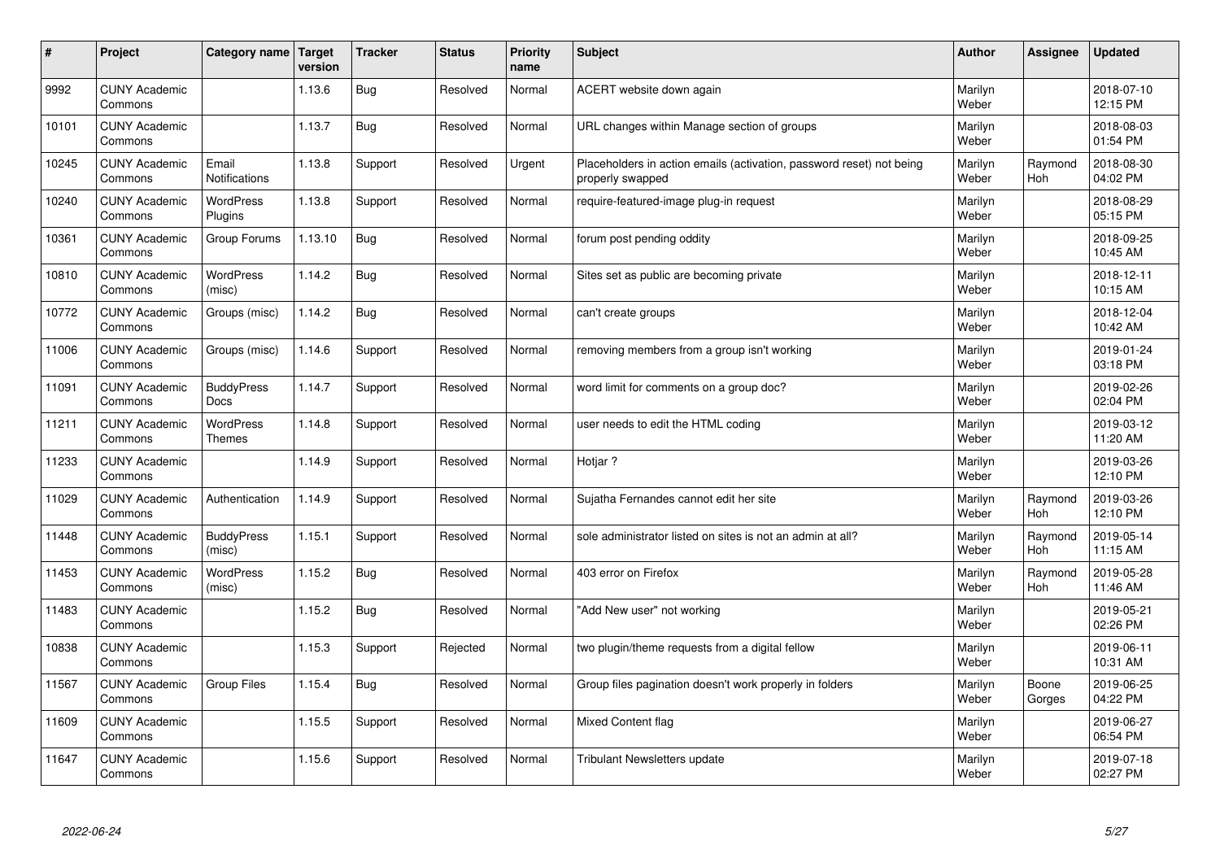| # | Project | Category name | Target version | Tracker | Status | Priority name | Subject | Author | Assignee | Updated |
|---|---|---|---|---|---|---|---|---|---|---|
| 9992 | CUNY Academic Commons | | 1.13.6 | Bug | Resolved | Normal | ACERT website down again | Marilyn Weber | | 2018-07-10 12:15 PM |
| 10101 | CUNY Academic Commons | | 1.13.7 | Bug | Resolved | Normal | URL changes within Manage section of groups | Marilyn Weber | | 2018-08-03 01:54 PM |
| 10245 | CUNY Academic Commons | Email Notifications | 1.13.8 | Support | Resolved | Urgent | Placeholders in action emails (activation, password reset) not being properly swapped | Marilyn Weber | Raymond Hoh | 2018-08-30 04:02 PM |
| 10240 | CUNY Academic Commons | WordPress Plugins | 1.13.8 | Support | Resolved | Normal | require-featured-image plug-in request | Marilyn Weber | | 2018-08-29 05:15 PM |
| 10361 | CUNY Academic Commons | Group Forums | 1.13.10 | Bug | Resolved | Normal | forum post pending oddity | Marilyn Weber | | 2018-09-25 10:45 AM |
| 10810 | CUNY Academic Commons | WordPress (misc) | 1.14.2 | Bug | Resolved | Normal | Sites set as public are becoming private | Marilyn Weber | | 2018-12-11 10:15 AM |
| 10772 | CUNY Academic Commons | Groups (misc) | 1.14.2 | Bug | Resolved | Normal | can't create groups | Marilyn Weber | | 2018-12-04 10:42 AM |
| 11006 | CUNY Academic Commons | Groups (misc) | 1.14.6 | Support | Resolved | Normal | removing members from a group isn't working | Marilyn Weber | | 2019-01-24 03:18 PM |
| 11091 | CUNY Academic Commons | BuddyPress Docs | 1.14.7 | Support | Resolved | Normal | word limit for comments on a group doc? | Marilyn Weber | | 2019-02-26 02:04 PM |
| 11211 | CUNY Academic Commons | WordPress Themes | 1.14.8 | Support | Resolved | Normal | user needs to edit the HTML coding | Marilyn Weber | | 2019-03-12 11:20 AM |
| 11233 | CUNY Academic Commons | | 1.14.9 | Support | Resolved | Normal | Hotjar ? | Marilyn Weber | | 2019-03-26 12:10 PM |
| 11029 | CUNY Academic Commons | Authentication | 1.14.9 | Support | Resolved | Normal | Sujatha Fernandes cannot edit her site | Marilyn Weber | Raymond Hoh | 2019-03-26 12:10 PM |
| 11448 | CUNY Academic Commons | BuddyPress (misc) | 1.15.1 | Support | Resolved | Normal | sole administrator listed on sites is not an admin at all? | Marilyn Weber | Raymond Hoh | 2019-05-14 11:15 AM |
| 11453 | CUNY Academic Commons | WordPress (misc) | 1.15.2 | Bug | Resolved | Normal | 403 error on Firefox | Marilyn Weber | Raymond Hoh | 2019-05-28 11:46 AM |
| 11483 | CUNY Academic Commons | | 1.15.2 | Bug | Resolved | Normal | "Add New user" not working | Marilyn Weber | | 2019-05-21 02:26 PM |
| 10838 | CUNY Academic Commons | | 1.15.3 | Support | Rejected | Normal | two plugin/theme requests from a digital fellow | Marilyn Weber | | 2019-06-11 10:31 AM |
| 11567 | CUNY Academic Commons | Group Files | 1.15.4 | Bug | Resolved | Normal | Group files pagination doesn't work properly in folders | Marilyn Weber | Boone Gorges | 2019-06-25 04:22 PM |
| 11609 | CUNY Academic Commons | | 1.15.5 | Support | Resolved | Normal | Mixed Content flag | Marilyn Weber | | 2019-06-27 06:54 PM |
| 11647 | CUNY Academic Commons | | 1.15.6 | Support | Resolved | Normal | Tribulant Newsletters update | Marilyn Weber | | 2019-07-18 02:27 PM |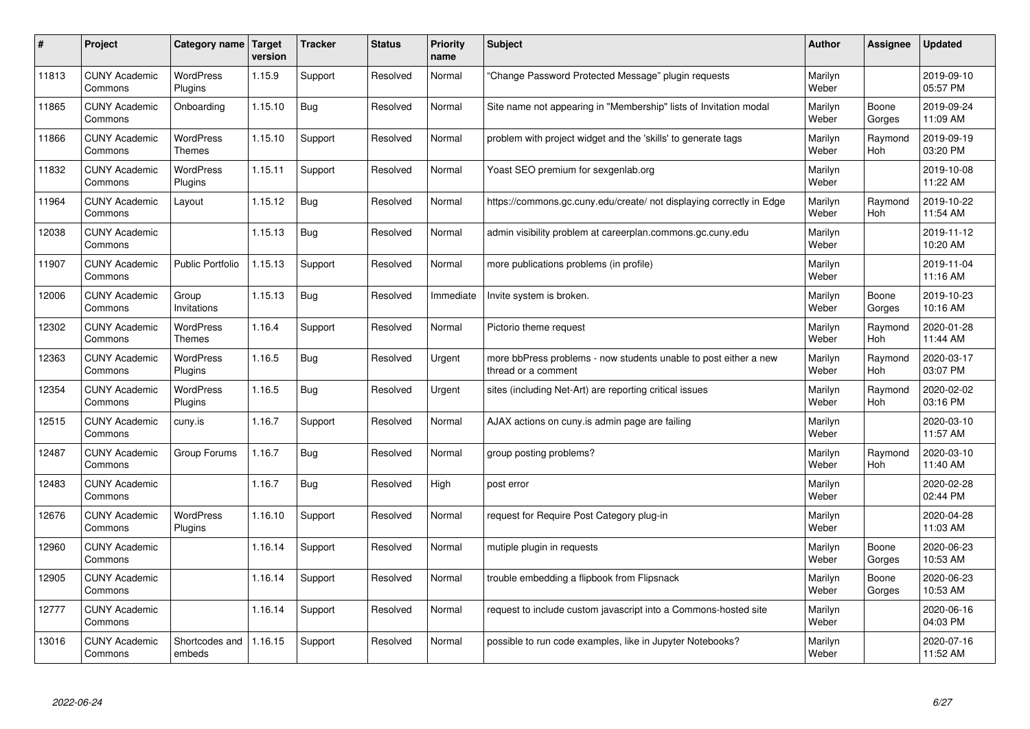| # | Project | Category name | Target version | Tracker | Status | Priority name | Subject | Author | Assignee | Updated |
|---|---|---|---|---|---|---|---|---|---|---|
| 11813 | CUNY Academic Commons | WordPress Plugins | 1.15.9 | Support | Resolved | Normal | “Change Password Protected Message” plugin requests | Marilyn Weber | | 2019-09-10 05:57 PM |
| 11865 | CUNY Academic Commons | Onboarding | 1.15.10 | Bug | Resolved | Normal | Site name not appearing in "Membership" lists of Invitation modal | Marilyn Weber | Boone Gorges | 2019-09-24 11:09 AM |
| 11866 | CUNY Academic Commons | WordPress Themes | 1.15.10 | Support | Resolved | Normal | problem with project widget and the 'skills' to generate tags | Marilyn Weber | Raymond Hoh | 2019-09-19 03:20 PM |
| 11832 | CUNY Academic Commons | WordPress Plugins | 1.15.11 | Support | Resolved | Normal | Yoast SEO premium for sexgenlab.org | Marilyn Weber | | 2019-10-08 11:22 AM |
| 11964 | CUNY Academic Commons | Layout | 1.15.12 | Bug | Resolved | Normal | https://commons.gc.cuny.edu/create/ not displaying correctly in Edge | Marilyn Weber | Raymond Hoh | 2019-10-22 11:54 AM |
| 12038 | CUNY Academic Commons | | 1.15.13 | Bug | Resolved | Normal | admin visibility problem at careerplan.commons.gc.cuny.edu | Marilyn Weber | | 2019-11-12 10:20 AM |
| 11907 | CUNY Academic Commons | Public Portfolio | 1.15.13 | Support | Resolved | Normal | more publications problems (in profile) | Marilyn Weber | | 2019-11-04 11:16 AM |
| 12006 | CUNY Academic Commons | Group Invitations | 1.15.13 | Bug | Resolved | Immediate | Invite system is broken. | Marilyn Weber | Boone Gorges | 2019-10-23 10:16 AM |
| 12302 | CUNY Academic Commons | WordPress Themes | 1.16.4 | Support | Resolved | Normal | Pictorio theme request | Marilyn Weber | Raymond Hoh | 2020-01-28 11:44 AM |
| 12363 | CUNY Academic Commons | WordPress Plugins | 1.16.5 | Bug | Resolved | Urgent | more bbPress problems - now students unable to post either a new thread or a comment | Marilyn Weber | Raymond Hoh | 2020-03-17 03:07 PM |
| 12354 | CUNY Academic Commons | WordPress Plugins | 1.16.5 | Bug | Resolved | Urgent | sites (including Net-Art) are reporting critical issues | Marilyn Weber | Raymond Hoh | 2020-02-02 03:16 PM |
| 12515 | CUNY Academic Commons | cuny.is | 1.16.7 | Support | Resolved | Normal | AJAX actions on cuny.is admin page are failing | Marilyn Weber | | 2020-03-10 11:57 AM |
| 12487 | CUNY Academic Commons | Group Forums | 1.16.7 | Bug | Resolved | Normal | group posting problems? | Marilyn Weber | Raymond Hoh | 2020-03-10 11:40 AM |
| 12483 | CUNY Academic Commons | | 1.16.7 | Bug | Resolved | High | post error | Marilyn Weber | | 2020-02-28 02:44 PM |
| 12676 | CUNY Academic Commons | WordPress Plugins | 1.16.10 | Support | Resolved | Normal | request for Require Post Category plug-in | Marilyn Weber | | 2020-04-28 11:03 AM |
| 12960 | CUNY Academic Commons | | 1.16.14 | Support | Resolved | Normal | mutiple plugin in requests | Marilyn Weber | Boone Gorges | 2020-06-23 10:53 AM |
| 12905 | CUNY Academic Commons | | 1.16.14 | Support | Resolved | Normal | trouble embedding a flipbook from Flipsnack | Marilyn Weber | Boone Gorges | 2020-06-23 10:53 AM |
| 12777 | CUNY Academic Commons | | 1.16.14 | Support | Resolved | Normal | request to include custom javascript into a Commons-hosted site | Marilyn Weber | | 2020-06-16 04:03 PM |
| 13016 | CUNY Academic Commons | Shortcodes and embeds | 1.16.15 | Support | Resolved | Normal | possible to run code examples, like in Jupyter Notebooks? | Marilyn Weber | | 2020-07-16 11:52 AM |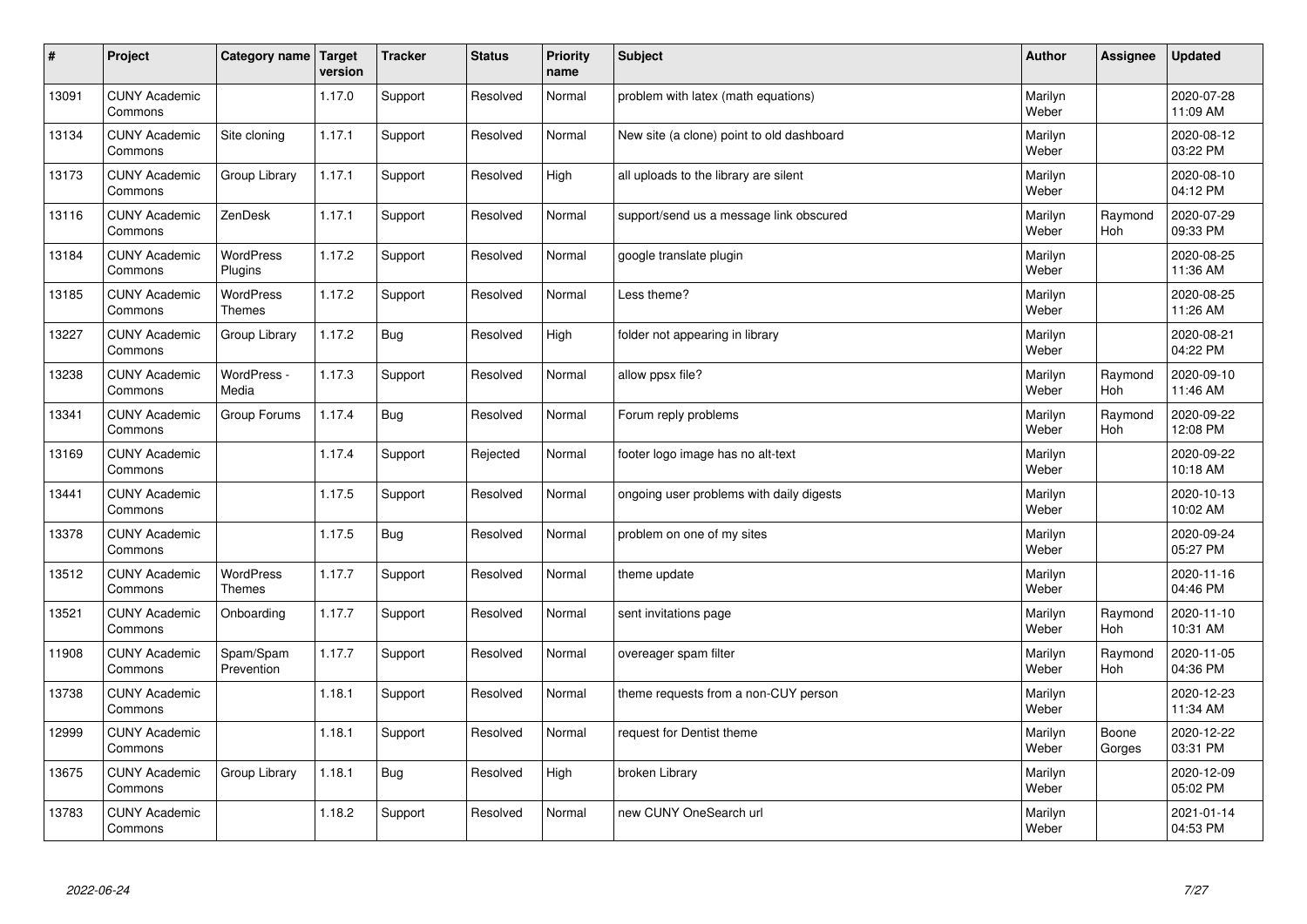| # | Project | Category name | Target version | Tracker | Status | Priority name | Subject | Author | Assignee | Updated |
|---|---|---|---|---|---|---|---|---|---|---|
| 13091 | CUNY Academic Commons | | 1.17.0 | Support | Resolved | Normal | problem with latex (math equations) | Marilyn Weber | | 2020-07-28 11:09 AM |
| 13134 | CUNY Academic Commons | Site cloning | 1.17.1 | Support | Resolved | Normal | New site (a clone) point to old dashboard | Marilyn Weber | | 2020-08-12 03:22 PM |
| 13173 | CUNY Academic Commons | Group Library | 1.17.1 | Support | Resolved | High | all uploads to the library are silent | Marilyn Weber | | 2020-08-10 04:12 PM |
| 13116 | CUNY Academic Commons | ZenDesk | 1.17.1 | Support | Resolved | Normal | support/send us a message link obscured | Marilyn Weber | Raymond Hoh | 2020-07-29 09:33 PM |
| 13184 | CUNY Academic Commons | WordPress Plugins | 1.17.2 | Support | Resolved | Normal | google translate plugin | Marilyn Weber | | 2020-08-25 11:36 AM |
| 13185 | CUNY Academic Commons | WordPress Themes | 1.17.2 | Support | Resolved | Normal | Less theme? | Marilyn Weber | | 2020-08-25 11:26 AM |
| 13227 | CUNY Academic Commons | Group Library | 1.17.2 | Bug | Resolved | High | folder not appearing in library | Marilyn Weber | | 2020-08-21 04:22 PM |
| 13238 | CUNY Academic Commons | WordPress - Media | 1.17.3 | Support | Resolved | Normal | allow ppsx file? | Marilyn Weber | Raymond Hoh | 2020-09-10 11:46 AM |
| 13341 | CUNY Academic Commons | Group Forums | 1.17.4 | Bug | Resolved | Normal | Forum reply problems | Marilyn Weber | Raymond Hoh | 2020-09-22 12:08 PM |
| 13169 | CUNY Academic Commons | | 1.17.4 | Support | Rejected | Normal | footer logo image has no alt-text | Marilyn Weber | | 2020-09-22 10:18 AM |
| 13441 | CUNY Academic Commons | | 1.17.5 | Support | Resolved | Normal | ongoing user problems with daily digests | Marilyn Weber | | 2020-10-13 10:02 AM |
| 13378 | CUNY Academic Commons | | 1.17.5 | Bug | Resolved | Normal | problem on one of my sites | Marilyn Weber | | 2020-09-24 05:27 PM |
| 13512 | CUNY Academic Commons | WordPress Themes | 1.17.7 | Support | Resolved | Normal | theme update | Marilyn Weber | | 2020-11-16 04:46 PM |
| 13521 | CUNY Academic Commons | Onboarding | 1.17.7 | Support | Resolved | Normal | sent invitations page | Marilyn Weber | Raymond Hoh | 2020-11-10 10:31 AM |
| 11908 | CUNY Academic Commons | Spam/Spam Prevention | 1.17.7 | Support | Resolved | Normal | overeager spam filter | Marilyn Weber | Raymond Hoh | 2020-11-05 04:36 PM |
| 13738 | CUNY Academic Commons | | 1.18.1 | Support | Resolved | Normal | theme requests from a non-CUY person | Marilyn Weber | | 2020-12-23 11:34 AM |
| 12999 | CUNY Academic Commons | | 1.18.1 | Support | Resolved | Normal | request for Dentist theme | Marilyn Weber | Boone Gorges | 2020-12-22 03:31 PM |
| 13675 | CUNY Academic Commons | Group Library | 1.18.1 | Bug | Resolved | High | broken Library | Marilyn Weber | | 2020-12-09 05:02 PM |
| 13783 | CUNY Academic Commons | | 1.18.2 | Support | Resolved | Normal | new CUNY OneSearch url | Marilyn Weber | | 2021-01-14 04:53 PM |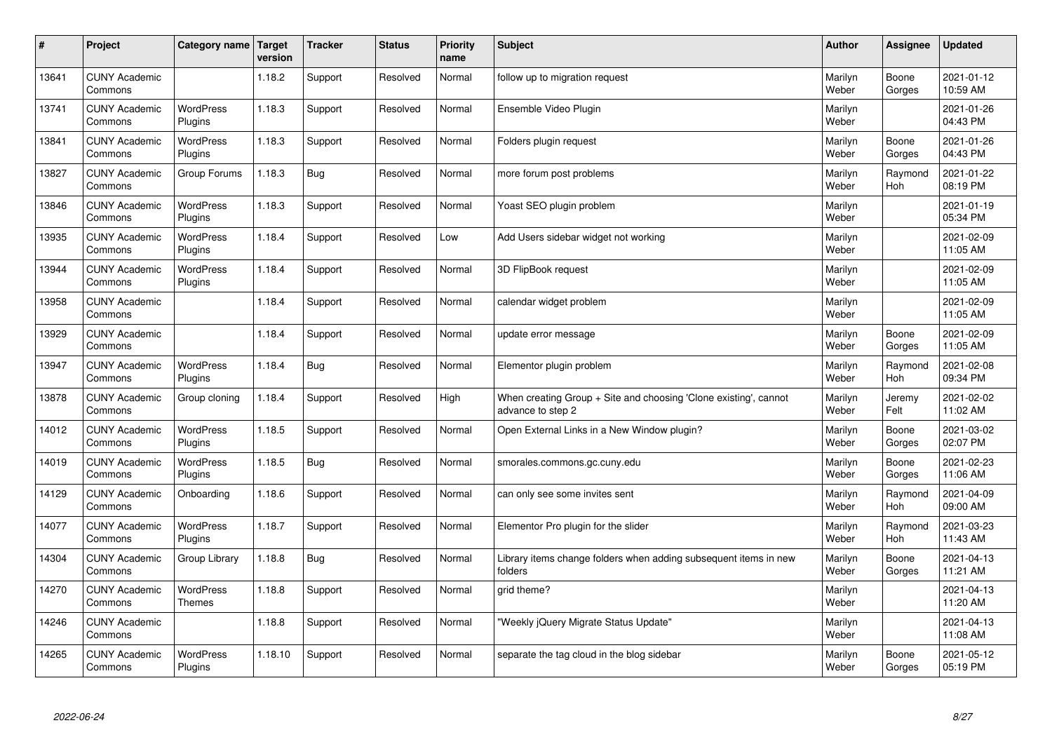| # | Project | Category name | Target version | Tracker | Status | Priority name | Subject | Author | Assignee | Updated |
|---|---|---|---|---|---|---|---|---|---|---|
| 13641 | CUNY Academic Commons | | 1.18.2 | Support | Resolved | Normal | follow up to migration request | Marilyn Weber | Boone Gorges | 2021-01-12 10:59 AM |
| 13741 | CUNY Academic Commons | WordPress Plugins | 1.18.3 | Support | Resolved | Normal | Ensemble Video Plugin | Marilyn Weber | | 2021-01-26 04:43 PM |
| 13841 | CUNY Academic Commons | WordPress Plugins | 1.18.3 | Support | Resolved | Normal | Folders plugin request | Marilyn Weber | Boone Gorges | 2021-01-26 04:43 PM |
| 13827 | CUNY Academic Commons | Group Forums | 1.18.3 | Bug | Resolved | Normal | more forum post problems | Marilyn Weber | Raymond Hoh | 2021-01-22 08:19 PM |
| 13846 | CUNY Academic Commons | WordPress Plugins | 1.18.3 | Support | Resolved | Normal | Yoast SEO plugin problem | Marilyn Weber | | 2021-01-19 05:34 PM |
| 13935 | CUNY Academic Commons | WordPress Plugins | 1.18.4 | Support | Resolved | Low | Add Users sidebar widget not working | Marilyn Weber | | 2021-02-09 11:05 AM |
| 13944 | CUNY Academic Commons | WordPress Plugins | 1.18.4 | Support | Resolved | Normal | 3D FlipBook request | Marilyn Weber | | 2021-02-09 11:05 AM |
| 13958 | CUNY Academic Commons | | 1.18.4 | Support | Resolved | Normal | calendar widget problem | Marilyn Weber | | 2021-02-09 11:05 AM |
| 13929 | CUNY Academic Commons | | 1.18.4 | Support | Resolved | Normal | update error message | Marilyn Weber | Boone Gorges | 2021-02-09 11:05 AM |
| 13947 | CUNY Academic Commons | WordPress Plugins | 1.18.4 | Bug | Resolved | Normal | Elementor plugin problem | Marilyn Weber | Raymond Hoh | 2021-02-08 09:34 PM |
| 13878 | CUNY Academic Commons | Group cloning | 1.18.4 | Support | Resolved | High | When creating Group + Site and choosing 'Clone existing', cannot advance to step 2 | Marilyn Weber | Jeremy Felt | 2021-02-02 11:02 AM |
| 14012 | CUNY Academic Commons | WordPress Plugins | 1.18.5 | Support | Resolved | Normal | Open External Links in a New Window plugin? | Marilyn Weber | Boone Gorges | 2021-03-02 02:07 PM |
| 14019 | CUNY Academic Commons | WordPress Plugins | 1.18.5 | Bug | Resolved | Normal | smorales.commons.gc.cuny.edu | Marilyn Weber | Boone Gorges | 2021-02-23 11:06 AM |
| 14129 | CUNY Academic Commons | Onboarding | 1.18.6 | Support | Resolved | Normal | can only see some invites sent | Marilyn Weber | Raymond Hoh | 2021-04-09 09:00 AM |
| 14077 | CUNY Academic Commons | WordPress Plugins | 1.18.7 | Support | Resolved | Normal | Elementor Pro plugin for the slider | Marilyn Weber | Raymond Hoh | 2021-03-23 11:43 AM |
| 14304 | CUNY Academic Commons | Group Library | 1.18.8 | Bug | Resolved | Normal | Library items change folders when adding subsequent items in new folders | Marilyn Weber | Boone Gorges | 2021-04-13 11:21 AM |
| 14270 | CUNY Academic Commons | WordPress Themes | 1.18.8 | Support | Resolved | Normal | grid theme? | Marilyn Weber | | 2021-04-13 11:20 AM |
| 14246 | CUNY Academic Commons | | 1.18.8 | Support | Resolved | Normal | "Weekly jQuery Migrate Status Update" | Marilyn Weber | | 2021-04-13 11:08 AM |
| 14265 | CUNY Academic Commons | WordPress Plugins | 1.18.10 | Support | Resolved | Normal | separate the tag cloud in the blog sidebar | Marilyn Weber | Boone Gorges | 2021-05-12 05:19 PM |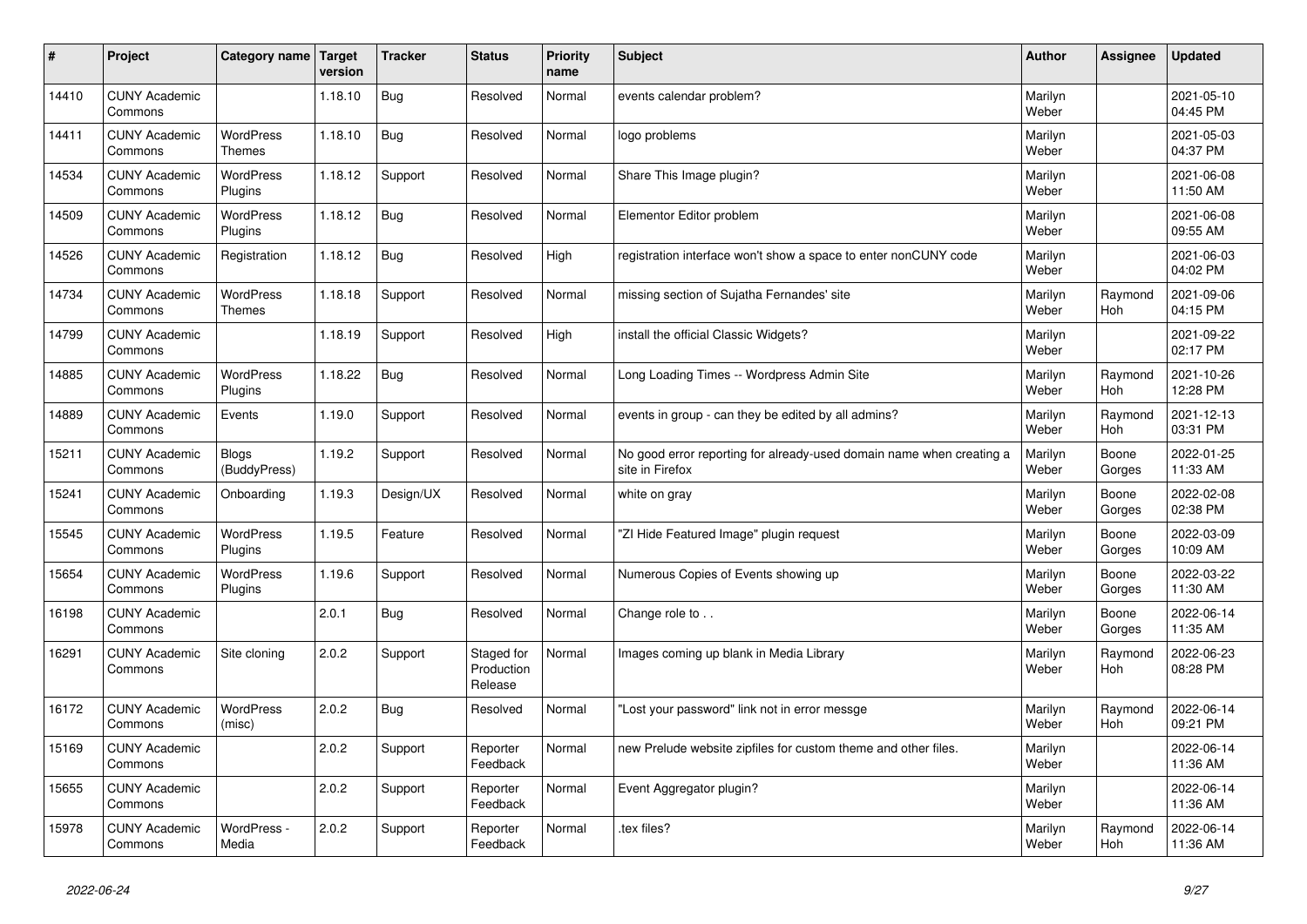| # | Project | Category name | Target version | Tracker | Status | Priority name | Subject | Author | Assignee | Updated |
|---|---|---|---|---|---|---|---|---|---|---|
| 14410 | CUNY Academic Commons | | 1.18.10 | Bug | Resolved | Normal | events calendar problem? | Marilyn Weber | | 2021-05-10 04:45 PM |
| 14411 | CUNY Academic Commons | WordPress Themes | 1.18.10 | Bug | Resolved | Normal | logo problems | Marilyn Weber | | 2021-05-03 04:37 PM |
| 14534 | CUNY Academic Commons | WordPress Plugins | 1.18.12 | Support | Resolved | Normal | Share This Image plugin? | Marilyn Weber | | 2021-06-08 11:50 AM |
| 14509 | CUNY Academic Commons | WordPress Plugins | 1.18.12 | Bug | Resolved | Normal | Elementor Editor problem | Marilyn Weber | | 2021-06-08 09:55 AM |
| 14526 | CUNY Academic Commons | Registration | 1.18.12 | Bug | Resolved | High | registration interface won't show a space to enter nonCUNY code | Marilyn Weber | | 2021-06-03 04:02 PM |
| 14734 | CUNY Academic Commons | WordPress Themes | 1.18.18 | Support | Resolved | Normal | missing section of Sujatha Fernandes' site | Marilyn Weber | Raymond Hoh | 2021-09-06 04:15 PM |
| 14799 | CUNY Academic Commons | | 1.18.19 | Support | Resolved | High | install the official Classic Widgets? | Marilyn Weber | | 2021-09-22 02:17 PM |
| 14885 | CUNY Academic Commons | WordPress Plugins | 1.18.22 | Bug | Resolved | Normal | Long Loading Times -- Wordpress Admin Site | Marilyn Weber | Raymond Hoh | 2021-10-26 12:28 PM |
| 14889 | CUNY Academic Commons | Events | 1.19.0 | Support | Resolved | Normal | events in group - can they be edited by all admins? | Marilyn Weber | Raymond Hoh | 2021-12-13 03:31 PM |
| 15211 | CUNY Academic Commons | Blogs (BuddyPress) | 1.19.2 | Support | Resolved | Normal | No good error reporting for already-used domain name when creating a site in Firefox | Marilyn Weber | Boone Gorges | 2022-01-25 11:33 AM |
| 15241 | CUNY Academic Commons | Onboarding | 1.19.3 | Design/UX | Resolved | Normal | white on gray | Marilyn Weber | Boone Gorges | 2022-02-08 02:38 PM |
| 15545 | CUNY Academic Commons | WordPress Plugins | 1.19.5 | Feature | Resolved | Normal | "ZI Hide Featured Image" plugin request | Marilyn Weber | Boone Gorges | 2022-03-09 10:09 AM |
| 15654 | CUNY Academic Commons | WordPress Plugins | 1.19.6 | Support | Resolved | Normal | Numerous Copies of Events showing up | Marilyn Weber | Boone Gorges | 2022-03-22 11:30 AM |
| 16198 | CUNY Academic Commons | | 2.0.1 | Bug | Resolved | Normal | Change role to . . | Marilyn Weber | Boone Gorges | 2022-06-14 11:35 AM |
| 16291 | CUNY Academic Commons | Site cloning | 2.0.2 | Support | Staged for Production Release | Normal | Images coming up blank in Media Library | Marilyn Weber | Raymond Hoh | 2022-06-23 08:28 PM |
| 16172 | CUNY Academic Commons | WordPress (misc) | 2.0.2 | Bug | Resolved | Normal | "Lost your password" link not in error messge | Marilyn Weber | Raymond Hoh | 2022-06-14 09:21 PM |
| 15169 | CUNY Academic Commons | | 2.0.2 | Support | Reporter Feedback | Normal | new Prelude website zipfiles for custom theme and other files. | Marilyn Weber | | 2022-06-14 11:36 AM |
| 15655 | CUNY Academic Commons | | 2.0.2 | Support | Reporter Feedback | Normal | Event Aggregator plugin? | Marilyn Weber | | 2022-06-14 11:36 AM |
| 15978 | CUNY Academic Commons | WordPress - Media | 2.0.2 | Support | Reporter Feedback | Normal | .tex files? | Marilyn Weber | Raymond Hoh | 2022-06-14 11:36 AM |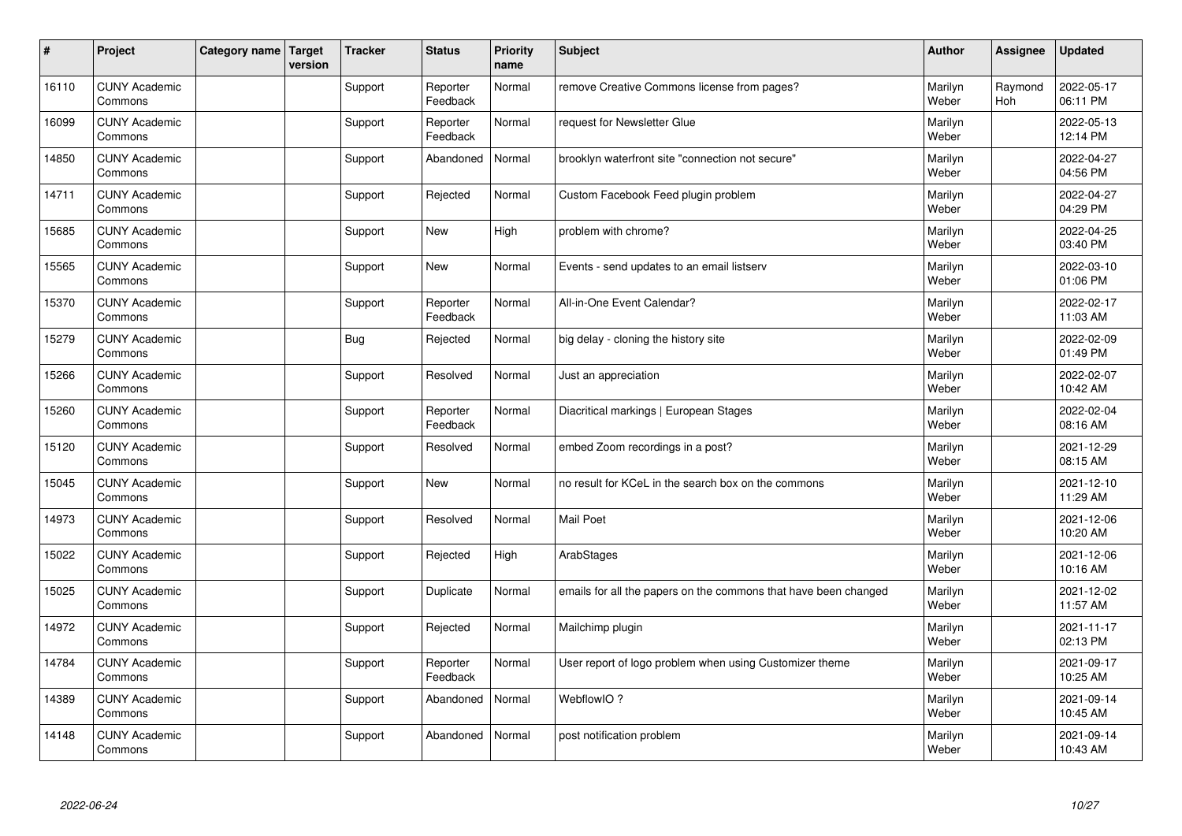| # | Project | Category name | Target version | Tracker | Status | Priority name | Subject | Author | Assignee | Updated |
|---|---|---|---|---|---|---|---|---|---|---|
| 16110 | CUNY Academic Commons | | | Support | Reporter Feedback | Normal | remove Creative Commons license from pages? | Marilyn Weber | Raymond Hoh | 2022-05-17 06:11 PM |
| 16099 | CUNY Academic Commons | | | Support | Reporter Feedback | Normal | request for Newsletter Glue | Marilyn Weber | | 2022-05-13 12:14 PM |
| 14850 | CUNY Academic Commons | | | Support | Abandoned | Normal | brooklyn waterfront site "connection not secure" | Marilyn Weber | | 2022-04-27 04:56 PM |
| 14711 | CUNY Academic Commons | | | Support | Rejected | Normal | Custom Facebook Feed plugin problem | Marilyn Weber | | 2022-04-27 04:29 PM |
| 15685 | CUNY Academic Commons | | | Support | New | High | problem with chrome? | Marilyn Weber | | 2022-04-25 03:40 PM |
| 15565 | CUNY Academic Commons | | | Support | New | Normal | Events - send updates to an email listserv | Marilyn Weber | | 2022-03-10 01:06 PM |
| 15370 | CUNY Academic Commons | | | Support | Reporter Feedback | Normal | All-in-One Event Calendar? | Marilyn Weber | | 2022-02-17 11:03 AM |
| 15279 | CUNY Academic Commons | | | Bug | Rejected | Normal | big delay - cloning the history site | Marilyn Weber | | 2022-02-09 01:49 PM |
| 15266 | CUNY Academic Commons | | | Support | Resolved | Normal | Just an appreciation | Marilyn Weber | | 2022-02-07 10:42 AM |
| 15260 | CUNY Academic Commons | | | Support | Reporter Feedback | Normal | Diacritical markings \| European Stages | Marilyn Weber | | 2022-02-04 08:16 AM |
| 15120 | CUNY Academic Commons | | | Support | Resolved | Normal | embed Zoom recordings in a post? | Marilyn Weber | | 2021-12-29 08:15 AM |
| 15045 | CUNY Academic Commons | | | Support | New | Normal | no result for KCeL in the search box on the commons | Marilyn Weber | | 2021-12-10 11:29 AM |
| 14973 | CUNY Academic Commons | | | Support | Resolved | Normal | Mail Poet | Marilyn Weber | | 2021-12-06 10:20 AM |
| 15022 | CUNY Academic Commons | | | Support | Rejected | High | ArabStages | Marilyn Weber | | 2021-12-06 10:16 AM |
| 15025 | CUNY Academic Commons | | | Support | Duplicate | Normal | emails for all the papers on the commons that have been changed | Marilyn Weber | | 2021-12-02 11:57 AM |
| 14972 | CUNY Academic Commons | | | Support | Rejected | Normal | Mailchimp plugin | Marilyn Weber | | 2021-11-17 02:13 PM |
| 14784 | CUNY Academic Commons | | | Support | Reporter Feedback | Normal | User report of logo problem when using Customizer theme | Marilyn Weber | | 2021-09-17 10:25 AM |
| 14389 | CUNY Academic Commons | | | Support | Abandoned | Normal | WebflowIO ? | Marilyn Weber | | 2021-09-14 10:45 AM |
| 14148 | CUNY Academic Commons | | | Support | Abandoned | Normal | post notification problem | Marilyn Weber | | 2021-09-14 10:43 AM |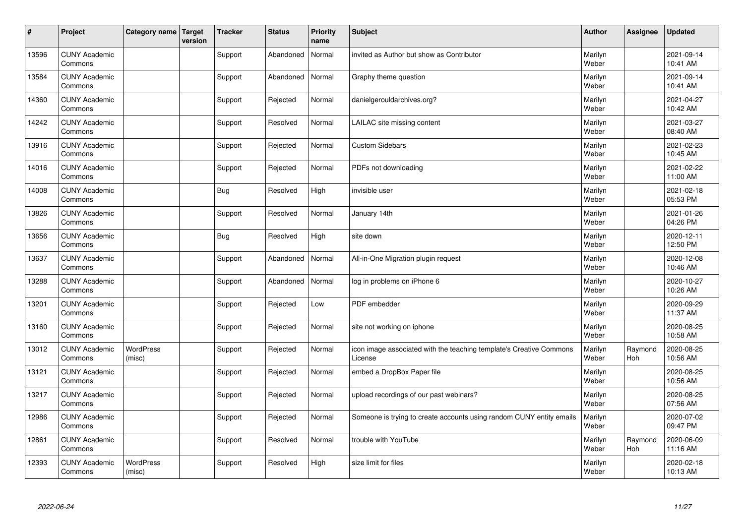| # | Project | Category name | Target version | Tracker | Status | Priority name | Subject | Author | Assignee | Updated |
|---|---|---|---|---|---|---|---|---|---|---|
| 13596 | CUNY Academic Commons | | | Support | Abandoned | Normal | invited as Author but show as Contributor | Marilyn Weber | | 2021-09-14 10:41 AM |
| 13584 | CUNY Academic Commons | | | Support | Abandoned | Normal | Graphy theme question | Marilyn Weber | | 2021-09-14 10:41 AM |
| 14360 | CUNY Academic Commons | | | Support | Rejected | Normal | danielgerouldarchives.org? | Marilyn Weber | | 2021-04-27 10:42 AM |
| 14242 | CUNY Academic Commons | | | Support | Resolved | Normal | LAILAC site missing content | Marilyn Weber | | 2021-03-27 08:40 AM |
| 13916 | CUNY Academic Commons | | | Support | Rejected | Normal | Custom Sidebars | Marilyn Weber | | 2021-02-23 10:45 AM |
| 14016 | CUNY Academic Commons | | | Support | Rejected | Normal | PDFs not downloading | Marilyn Weber | | 2021-02-22 11:00 AM |
| 14008 | CUNY Academic Commons | | | Bug | Resolved | High | invisible user | Marilyn Weber | | 2021-02-18 05:53 PM |
| 13826 | CUNY Academic Commons | | | Support | Resolved | Normal | January 14th | Marilyn Weber | | 2021-01-26 04:26 PM |
| 13656 | CUNY Academic Commons | | | Bug | Resolved | High | site down | Marilyn Weber | | 2020-12-11 12:50 PM |
| 13637 | CUNY Academic Commons | | | Support | Abandoned | Normal | All-in-One Migration plugin request | Marilyn Weber | | 2020-12-08 10:46 AM |
| 13288 | CUNY Academic Commons | | | Support | Abandoned | Normal | log in problems on iPhone 6 | Marilyn Weber | | 2020-10-27 10:26 AM |
| 13201 | CUNY Academic Commons | | | Support | Rejected | Low | PDF embedder | Marilyn Weber | | 2020-09-29 11:37 AM |
| 13160 | CUNY Academic Commons | | | Support | Rejected | Normal | site not working on iphone | Marilyn Weber | | 2020-08-25 10:58 AM |
| 13012 | CUNY Academic Commons | WordPress (misc) | | Support | Rejected | Normal | icon image associated with the teaching template's Creative Commons License | Marilyn Weber | Raymond Hoh | 2020-08-25 10:56 AM |
| 13121 | CUNY Academic Commons | | | Support | Rejected | Normal | embed a DropBox Paper file | Marilyn Weber | | 2020-08-25 10:56 AM |
| 13217 | CUNY Academic Commons | | | Support | Rejected | Normal | upload recordings of our past webinars? | Marilyn Weber | | 2020-08-25 07:56 AM |
| 12986 | CUNY Academic Commons | | | Support | Rejected | Normal | Someone is trying to create accounts using random CUNY entity emails | Marilyn Weber | | 2020-07-02 09:47 PM |
| 12861 | CUNY Academic Commons | | | Support | Resolved | Normal | trouble with YouTube | Marilyn Weber | Raymond Hoh | 2020-06-09 11:16 AM |
| 12393 | CUNY Academic Commons | WordPress (misc) | | Support | Resolved | High | size limit for files | Marilyn Weber | | 2020-02-18 10:13 AM |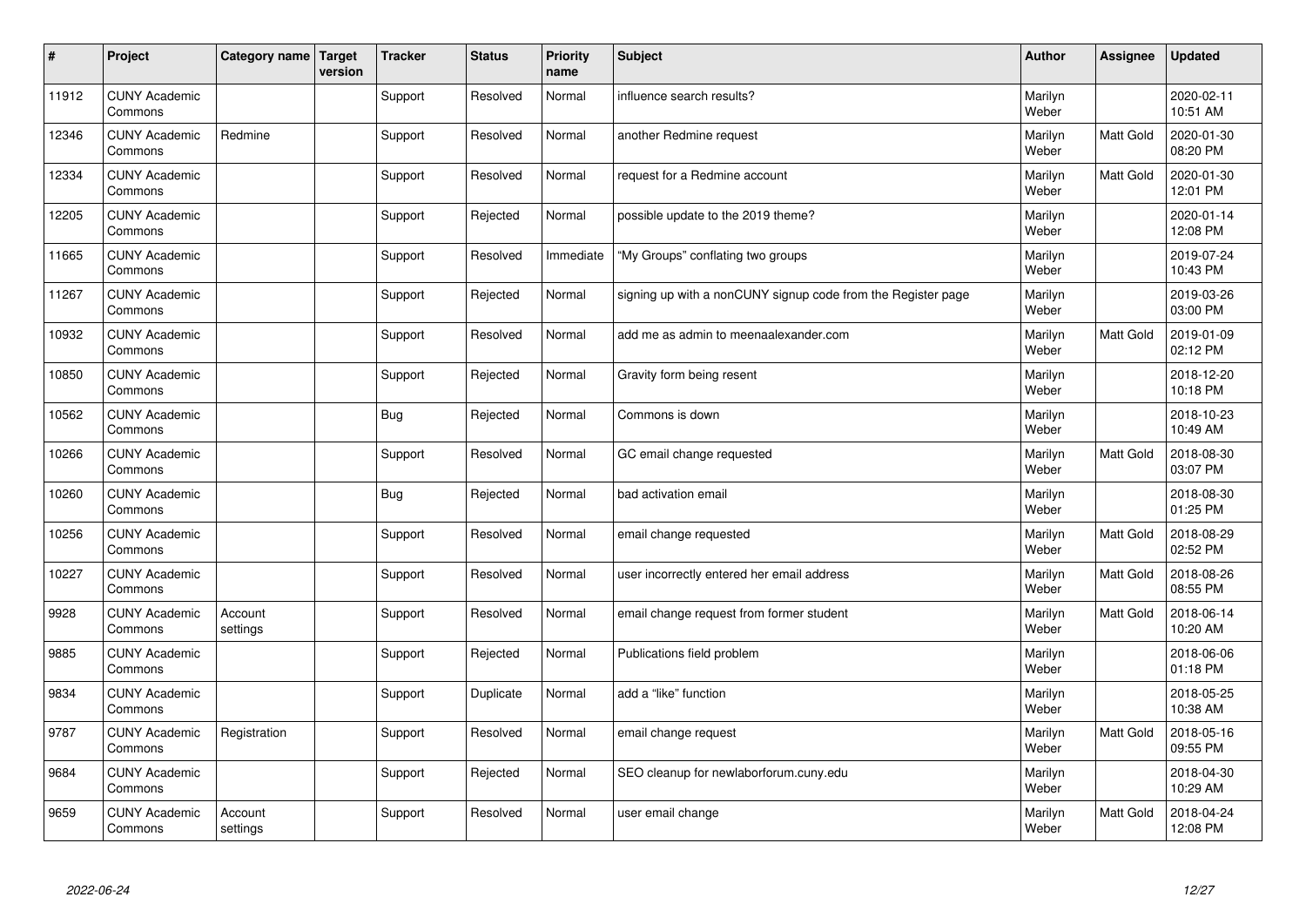| # | Project | Category name | Target version | Tracker | Status | Priority name | Subject | Author | Assignee | Updated |
|---|---|---|---|---|---|---|---|---|---|---|
| 11912 | CUNY Academic Commons | | | Support | Resolved | Normal | influence search results? | Marilyn Weber | | 2020-02-11 10:51 AM |
| 12346 | CUNY Academic Commons | Redmine | | Support | Resolved | Normal | another Redmine request | Marilyn Weber | Matt Gold | 2020-01-30 08:20 PM |
| 12334 | CUNY Academic Commons | | | Support | Resolved | Normal | request for a Redmine account | Marilyn Weber | Matt Gold | 2020-01-30 12:01 PM |
| 12205 | CUNY Academic Commons | | | Support | Rejected | Normal | possible update to the 2019 theme? | Marilyn Weber | | 2020-01-14 12:08 PM |
| 11665 | CUNY Academic Commons | | | Support | Resolved | Immediate | "My Groups" conflating two groups | Marilyn Weber | | 2019-07-24 10:43 PM |
| 11267 | CUNY Academic Commons | | | Support | Rejected | Normal | signing up with a nonCUNY signup code from the Register page | Marilyn Weber | | 2019-03-26 03:00 PM |
| 10932 | CUNY Academic Commons | | | Support | Resolved | Normal | add me as admin to meenaalexander.com | Marilyn Weber | Matt Gold | 2019-01-09 02:12 PM |
| 10850 | CUNY Academic Commons | | | Support | Rejected | Normal | Gravity form being resent | Marilyn Weber | | 2018-12-20 10:18 PM |
| 10562 | CUNY Academic Commons | | | Bug | Rejected | Normal | Commons is down | Marilyn Weber | | 2018-10-23 10:49 AM |
| 10266 | CUNY Academic Commons | | | Support | Resolved | Normal | GC email change requested | Marilyn Weber | Matt Gold | 2018-08-30 03:07 PM |
| 10260 | CUNY Academic Commons | | | Bug | Rejected | Normal | bad activation email | Marilyn Weber | | 2018-08-30 01:25 PM |
| 10256 | CUNY Academic Commons | | | Support | Resolved | Normal | email change requested | Marilyn Weber | Matt Gold | 2018-08-29 02:52 PM |
| 10227 | CUNY Academic Commons | | | Support | Resolved | Normal | user incorrectly entered her email address | Marilyn Weber | Matt Gold | 2018-08-26 08:55 PM |
| 9928 | CUNY Academic Commons | Account settings | | Support | Resolved | Normal | email change request from former student | Marilyn Weber | Matt Gold | 2018-06-14 10:20 AM |
| 9885 | CUNY Academic Commons | | | Support | Rejected | Normal | Publications field problem | Marilyn Weber | | 2018-06-06 01:18 PM |
| 9834 | CUNY Academic Commons | | | Support | Duplicate | Normal | add a "like" function | Marilyn Weber | | 2018-05-25 10:38 AM |
| 9787 | CUNY Academic Commons | Registration | | Support | Resolved | Normal | email change request | Marilyn Weber | Matt Gold | 2018-05-16 09:55 PM |
| 9684 | CUNY Academic Commons | | | Support | Rejected | Normal | SEO cleanup for newlaborforum.cuny.edu | Marilyn Weber | | 2018-04-30 10:29 AM |
| 9659 | CUNY Academic Commons | Account settings | | Support | Resolved | Normal | user email change | Marilyn Weber | Matt Gold | 2018-04-24 12:08 PM |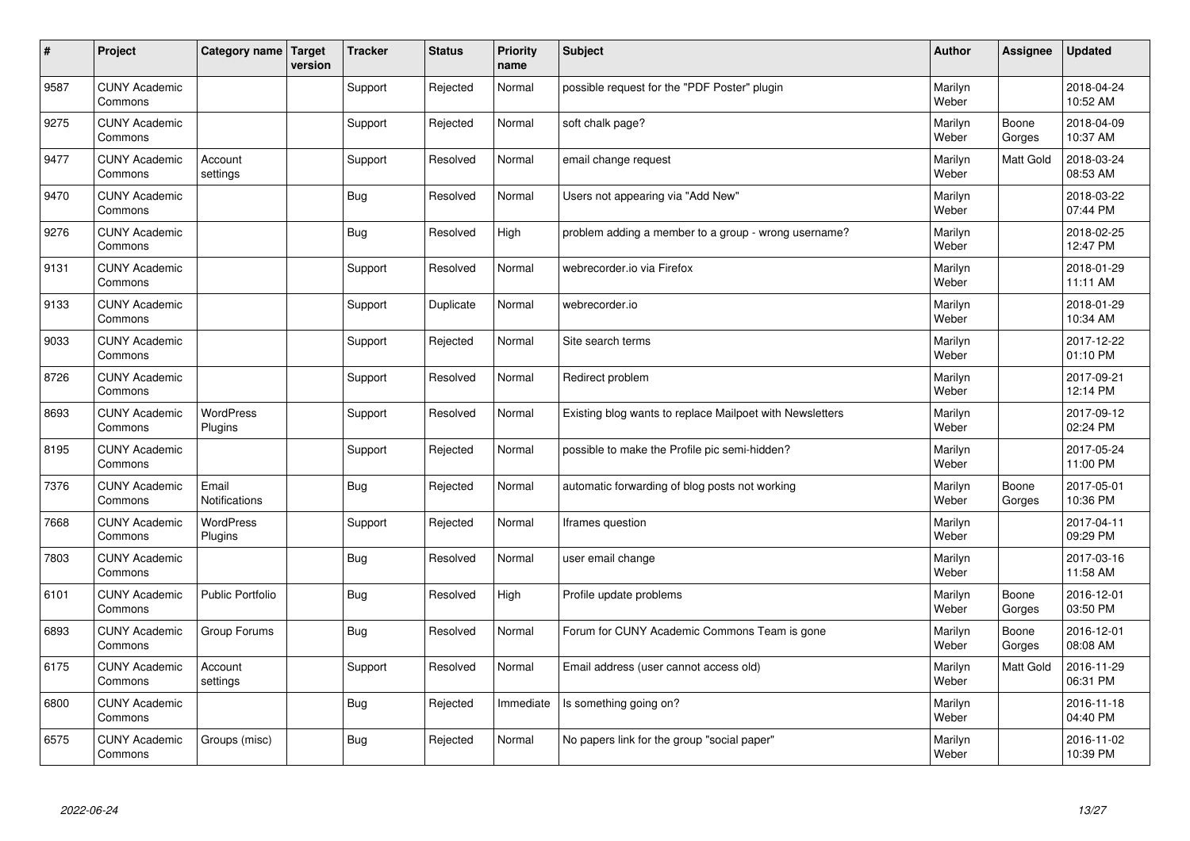| # | Project | Category name | Target version | Tracker | Status | Priority name | Subject | Author | Assignee | Updated |
|---|---|---|---|---|---|---|---|---|---|---|
| 9587 | CUNY Academic Commons | | | Support | Rejected | Normal | possible request for the "PDF Poster" plugin | Marilyn Weber | | 2018-04-24 10:52 AM |
| 9275 | CUNY Academic Commons | | | Support | Rejected | Normal | soft chalk page? | Marilyn Weber | Boone Gorges | 2018-04-09 10:37 AM |
| 9477 | CUNY Academic Commons | Account settings | | Support | Resolved | Normal | email change request | Marilyn Weber | Matt Gold | 2018-03-24 08:53 AM |
| 9470 | CUNY Academic Commons | | | Bug | Resolved | Normal | Users not appearing via "Add New" | Marilyn Weber | | 2018-03-22 07:44 PM |
| 9276 | CUNY Academic Commons | | | Bug | Resolved | High | problem adding a member to a group - wrong username? | Marilyn Weber | | 2018-02-25 12:47 PM |
| 9131 | CUNY Academic Commons | | | Support | Resolved | Normal | webrecorder.io via Firefox | Marilyn Weber | | 2018-01-29 11:11 AM |
| 9133 | CUNY Academic Commons | | | Support | Duplicate | Normal | webrecorder.io | Marilyn Weber | | 2018-01-29 10:34 AM |
| 9033 | CUNY Academic Commons | | | Support | Rejected | Normal | Site search terms | Marilyn Weber | | 2017-12-22 01:10 PM |
| 8726 | CUNY Academic Commons | | | Support | Resolved | Normal | Redirect problem | Marilyn Weber | | 2017-09-21 12:14 PM |
| 8693 | CUNY Academic Commons | WordPress Plugins | | Support | Resolved | Normal | Existing blog wants to replace Mailpoet with Newsletters | Marilyn Weber | | 2017-09-12 02:24 PM |
| 8195 | CUNY Academic Commons | | | Support | Rejected | Normal | possible to make the Profile pic semi-hidden? | Marilyn Weber | | 2017-05-24 11:00 PM |
| 7376 | CUNY Academic Commons | Email Notifications | | Bug | Rejected | Normal | automatic forwarding of blog posts not working | Marilyn Weber | Boone Gorges | 2017-05-01 10:36 PM |
| 7668 | CUNY Academic Commons | WordPress Plugins | | Support | Rejected | Normal | Iframes question | Marilyn Weber | | 2017-04-11 09:29 PM |
| 7803 | CUNY Academic Commons | | | Bug | Resolved | Normal | user email change | Marilyn Weber | | 2017-03-16 11:58 AM |
| 6101 | CUNY Academic Commons | Public Portfolio | | Bug | Resolved | High | Profile update problems | Marilyn Weber | Boone Gorges | 2016-12-01 03:50 PM |
| 6893 | CUNY Academic Commons | Group Forums | | Bug | Resolved | Normal | Forum for CUNY Academic Commons Team is gone | Marilyn Weber | Boone Gorges | 2016-12-01 08:08 AM |
| 6175 | CUNY Academic Commons | Account settings | | Support | Resolved | Normal | Email address (user cannot access old) | Marilyn Weber | Matt Gold | 2016-11-29 06:31 PM |
| 6800 | CUNY Academic Commons | | | Bug | Rejected | Immediate | Is something going on? | Marilyn Weber | | 2016-11-18 04:40 PM |
| 6575 | CUNY Academic Commons | Groups (misc) | | Bug | Rejected | Normal | No papers link for the group "social paper" | Marilyn Weber | | 2016-11-02 10:39 PM |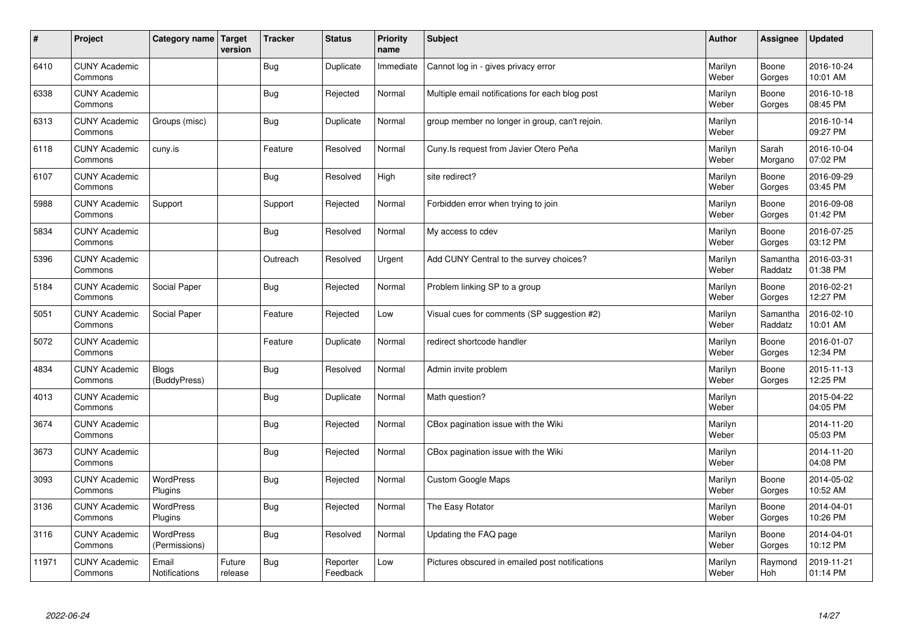| # | Project | Category name | Target version | Tracker | Status | Priority name | Subject | Author | Assignee | Updated |
|---|---|---|---|---|---|---|---|---|---|---|
| 6410 | CUNY Academic Commons | | | Bug | Duplicate | Immediate | Cannot log in - gives privacy error | Marilyn Weber | Boone Gorges | 2016-10-24 10:01 AM |
| 6338 | CUNY Academic Commons | | | Bug | Rejected | Normal | Multiple email notifications for each blog post | Marilyn Weber | Boone Gorges | 2016-10-18 08:45 PM |
| 6313 | CUNY Academic Commons | Groups (misc) | | Bug | Duplicate | Normal | group member no longer in group, can't rejoin. | Marilyn Weber | | 2016-10-14 09:27 PM |
| 6118 | CUNY Academic Commons | cuny.is | | Feature | Resolved | Normal | Cuny.Is request from Javier Otero Peña | Marilyn Weber | Sarah Morgano | 2016-10-04 07:02 PM |
| 6107 | CUNY Academic Commons | | | Bug | Resolved | High | site redirect? | Marilyn Weber | Boone Gorges | 2016-09-29 03:45 PM |
| 5988 | CUNY Academic Commons | Support | | Support | Rejected | Normal | Forbidden error when trying to join | Marilyn Weber | Boone Gorges | 2016-09-08 01:42 PM |
| 5834 | CUNY Academic Commons | | | Bug | Resolved | Normal | My access to cdev | Marilyn Weber | Boone Gorges | 2016-07-25 03:12 PM |
| 5396 | CUNY Academic Commons | | | Outreach | Resolved | Urgent | Add CUNY Central to the survey choices? | Marilyn Weber | Samantha Raddatz | 2016-03-31 01:38 PM |
| 5184 | CUNY Academic Commons | Social Paper | | Bug | Rejected | Normal | Problem linking SP to a group | Marilyn Weber | Boone Gorges | 2016-02-21 12:27 PM |
| 5051 | CUNY Academic Commons | Social Paper | | Feature | Rejected | Low | Visual cues for comments (SP suggestion #2) | Marilyn Weber | Samantha Raddatz | 2016-02-10 10:01 AM |
| 5072 | CUNY Academic Commons | | | Feature | Duplicate | Normal | redirect shortcode handler | Marilyn Weber | Boone Gorges | 2016-01-07 12:34 PM |
| 4834 | CUNY Academic Commons | Blogs (BuddyPress) | | Bug | Resolved | Normal | Admin invite problem | Marilyn Weber | Boone Gorges | 2015-11-13 12:25 PM |
| 4013 | CUNY Academic Commons | | | Bug | Duplicate | Normal | Math question? | Marilyn Weber | | 2015-04-22 04:05 PM |
| 3674 | CUNY Academic Commons | | | Bug | Rejected | Normal | CBox pagination issue with the Wiki | Marilyn Weber | | 2014-11-20 05:03 PM |
| 3673 | CUNY Academic Commons | | | Bug | Rejected | Normal | CBox pagination issue with the Wiki | Marilyn Weber | | 2014-11-20 04:08 PM |
| 3093 | CUNY Academic Commons | WordPress Plugins | | Bug | Rejected | Normal | Custom Google Maps | Marilyn Weber | Boone Gorges | 2014-05-02 10:52 AM |
| 3136 | CUNY Academic Commons | WordPress Plugins | | Bug | Rejected | Normal | The Easy Rotator | Marilyn Weber | Boone Gorges | 2014-04-01 10:26 PM |
| 3116 | CUNY Academic Commons | WordPress (Permissions) | | Bug | Resolved | Normal | Updating the FAQ page | Marilyn Weber | Boone Gorges | 2014-04-01 10:12 PM |
| 11971 | CUNY Academic Commons | Email Notifications | Future release | Bug | Reporter Feedback | Low | Pictures obscured in emailed post notifications | Marilyn Weber | Raymond Hoh | 2019-11-21 01:14 PM |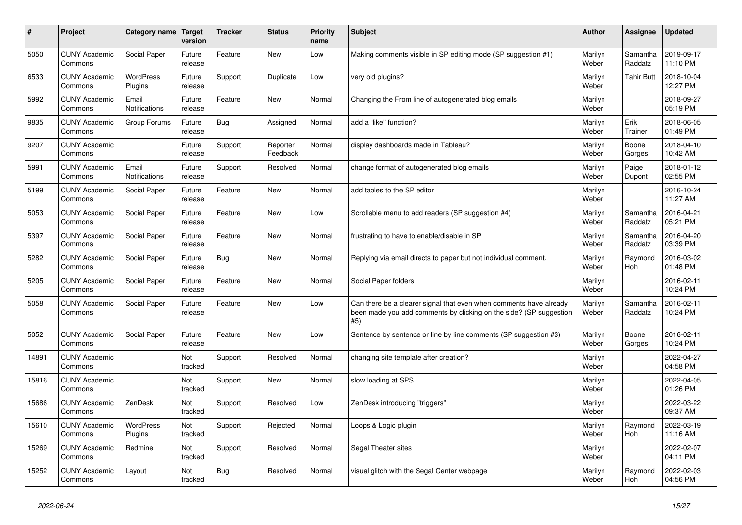| # | Project | Category name | Target version | Tracker | Status | Priority name | Subject | Author | Assignee | Updated |
|---|---|---|---|---|---|---|---|---|---|---|
| 5050 | CUNY Academic Commons | Social Paper | Future release | Feature | New | Low | Making comments visible in SP editing mode (SP suggestion #1) | Marilyn Weber | Samantha Raddatz | 2019-09-17 11:10 PM |
| 6533 | CUNY Academic Commons | WordPress Plugins | Future release | Support | Duplicate | Low | very old plugins? | Marilyn Weber | Tahir Butt | 2018-10-04 12:27 PM |
| 5992 | CUNY Academic Commons | Email Notifications | Future release | Feature | New | Normal | Changing the From line of autogenerated blog emails | Marilyn Weber | | 2018-09-27 05:19 PM |
| 9835 | CUNY Academic Commons | Group Forums | Future release | Bug | Assigned | Normal | add a "like" function? | Marilyn Weber | Erik Trainer | 2018-06-05 01:49 PM |
| 9207 | CUNY Academic Commons | | Future release | Support | Reporter Feedback | Normal | display dashboards made in Tableau? | Marilyn Weber | Boone Gorges | 2018-04-10 10:42 AM |
| 5991 | CUNY Academic Commons | Email Notifications | Future release | Support | Resolved | Normal | change format of autogenerated blog emails | Marilyn Weber | Paige Dupont | 2018-01-12 02:55 PM |
| 5199 | CUNY Academic Commons | Social Paper | Future release | Feature | New | Normal | add tables to the SP editor | Marilyn Weber | | 2016-10-24 11:27 AM |
| 5053 | CUNY Academic Commons | Social Paper | Future release | Feature | New | Low | Scrollable menu to add readers (SP suggestion #4) | Marilyn Weber | Samantha Raddatz | 2016-04-21 05:21 PM |
| 5397 | CUNY Academic Commons | Social Paper | Future release | Feature | New | Normal | frustrating to have to enable/disable in SP | Marilyn Weber | Samantha Raddatz | 2016-04-20 03:39 PM |
| 5282 | CUNY Academic Commons | Social Paper | Future release | Bug | New | Normal | Replying via email directs to paper but not individual comment. | Marilyn Weber | Raymond Hoh | 2016-03-02 01:48 PM |
| 5205 | CUNY Academic Commons | Social Paper | Future release | Feature | New | Normal | Social Paper folders | Marilyn Weber | | 2016-02-11 10:24 PM |
| 5058 | CUNY Academic Commons | Social Paper | Future release | Feature | New | Low | Can there be a clearer signal that even when comments have already been made you add comments by clicking on the side? (SP suggestion #5) | Marilyn Weber | Samantha Raddatz | 2016-02-11 10:24 PM |
| 5052 | CUNY Academic Commons | Social Paper | Future release | Feature | New | Low | Sentence by sentence or line by line comments (SP suggestion #3) | Marilyn Weber | Boone Gorges | 2016-02-11 10:24 PM |
| 14891 | CUNY Academic Commons | | Not tracked | Support | Resolved | Normal | changing site template after creation? | Marilyn Weber | | 2022-04-27 04:58 PM |
| 15816 | CUNY Academic Commons | | Not tracked | Support | New | Normal | slow loading at SPS | Marilyn Weber | | 2022-04-05 01:26 PM |
| 15686 | CUNY Academic Commons | ZenDesk | Not tracked | Support | Resolved | Low | ZenDesk introducing "triggers" | Marilyn Weber | | 2022-03-22 09:37 AM |
| 15610 | CUNY Academic Commons | WordPress Plugins | Not tracked | Support | Rejected | Normal | Loops & Logic plugin | Marilyn Weber | Raymond Hoh | 2022-03-19 11:16 AM |
| 15269 | CUNY Academic Commons | Redmine | Not tracked | Support | Resolved | Normal | Segal Theater sites | Marilyn Weber | | 2022-02-07 04:11 PM |
| 15252 | CUNY Academic Commons | Layout | Not tracked | Bug | Resolved | Normal | visual glitch with the Segal Center webpage | Marilyn Weber | Raymond Hoh | 2022-02-03 04:56 PM |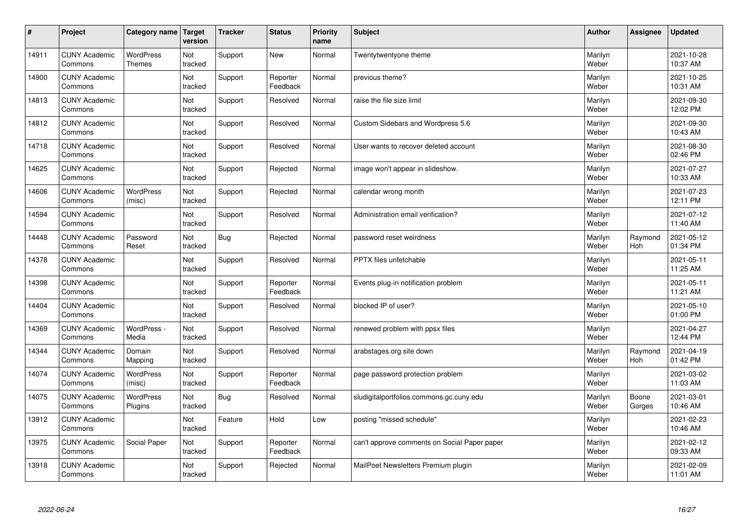| # | Project | Category name | Target version | Tracker | Status | Priority name | Subject | Author | Assignee | Updated |
|---|---|---|---|---|---|---|---|---|---|---|
| 14911 | CUNY Academic Commons | WordPress Themes | Not tracked | Support | New | Normal | Twentytwentyone theme | Marilyn Weber | | 2021-10-28 10:37 AM |
| 14900 | CUNY Academic Commons | | Not tracked | Support | Reporter Feedback | Normal | previous theme? | Marilyn Weber | | 2021-10-25 10:31 AM |
| 14813 | CUNY Academic Commons | | Not tracked | Support | Resolved | Normal | raise the file size limit | Marilyn Weber | | 2021-09-30 12:02 PM |
| 14812 | CUNY Academic Commons | | Not tracked | Support | Resolved | Normal | Custom Sidebars and Wordpress 5.6 | Marilyn Weber | | 2021-09-30 10:43 AM |
| 14718 | CUNY Academic Commons | | Not tracked | Support | Resolved | Normal | User wants to recover deleted account | Marilyn Weber | | 2021-08-30 02:46 PM |
| 14625 | CUNY Academic Commons | | Not tracked | Support | Rejected | Normal | image won't appear in slideshow. | Marilyn Weber | | 2021-07-27 10:33 AM |
| 14606 | CUNY Academic Commons | WordPress (misc) | Not tracked | Support | Rejected | Normal | calendar wrong month | Marilyn Weber | | 2021-07-23 12:11 PM |
| 14594 | CUNY Academic Commons | | Not tracked | Support | Resolved | Normal | Administration email verification? | Marilyn Weber | | 2021-07-12 11:40 AM |
| 14448 | CUNY Academic Commons | Password Reset | Not tracked | Bug | Rejected | Normal | password reset weirdness | Marilyn Weber | Raymond Hoh | 2021-05-12 01:34 PM |
| 14378 | CUNY Academic Commons | | Not tracked | Support | Resolved | Normal | PPTX files unfetchable | Marilyn Weber | | 2021-05-11 11:25 AM |
| 14398 | CUNY Academic Commons | | Not tracked | Support | Reporter Feedback | Normal | Events plug-in notification problem | Marilyn Weber | | 2021-05-11 11:21 AM |
| 14404 | CUNY Academic Commons | | Not tracked | Support | Resolved | Normal | blocked IP of user? | Marilyn Weber | | 2021-05-10 01:00 PM |
| 14369 | CUNY Academic Commons | WordPress - Media | Not tracked | Support | Resolved | Normal | renewed problem with ppsx files | Marilyn Weber | | 2021-04-27 12:44 PM |
| 14344 | CUNY Academic Commons | Domain Mapping | Not tracked | Support | Resolved | Normal | arabstages.org site down | Marilyn Weber | Raymond Hoh | 2021-04-19 01:42 PM |
| 14074 | CUNY Academic Commons | WordPress (misc) | Not tracked | Support | Reporter Feedback | Normal | page password protection problem | Marilyn Weber | | 2021-03-02 11:03 AM |
| 14075 | CUNY Academic Commons | WordPress Plugins | Not tracked | Bug | Resolved | Normal | sludigitalportfolios.commons.gc.cuny.edu | Marilyn Weber | Boone Gorges | 2021-03-01 10:46 AM |
| 13912 | CUNY Academic Commons | | Not tracked | Feature | Hold | Low | posting "missed schedule" | Marilyn Weber | | 2021-02-23 10:46 AM |
| 13975 | CUNY Academic Commons | Social Paper | Not tracked | Support | Reporter Feedback | Normal | can't approve comments on Social Paper paper | Marilyn Weber | | 2021-02-12 09:33 AM |
| 13918 | CUNY Academic Commons | | Not tracked | Support | Rejected | Normal | MailPoet Newsletters Premium plugin | Marilyn Weber | | 2021-02-09 11:01 AM |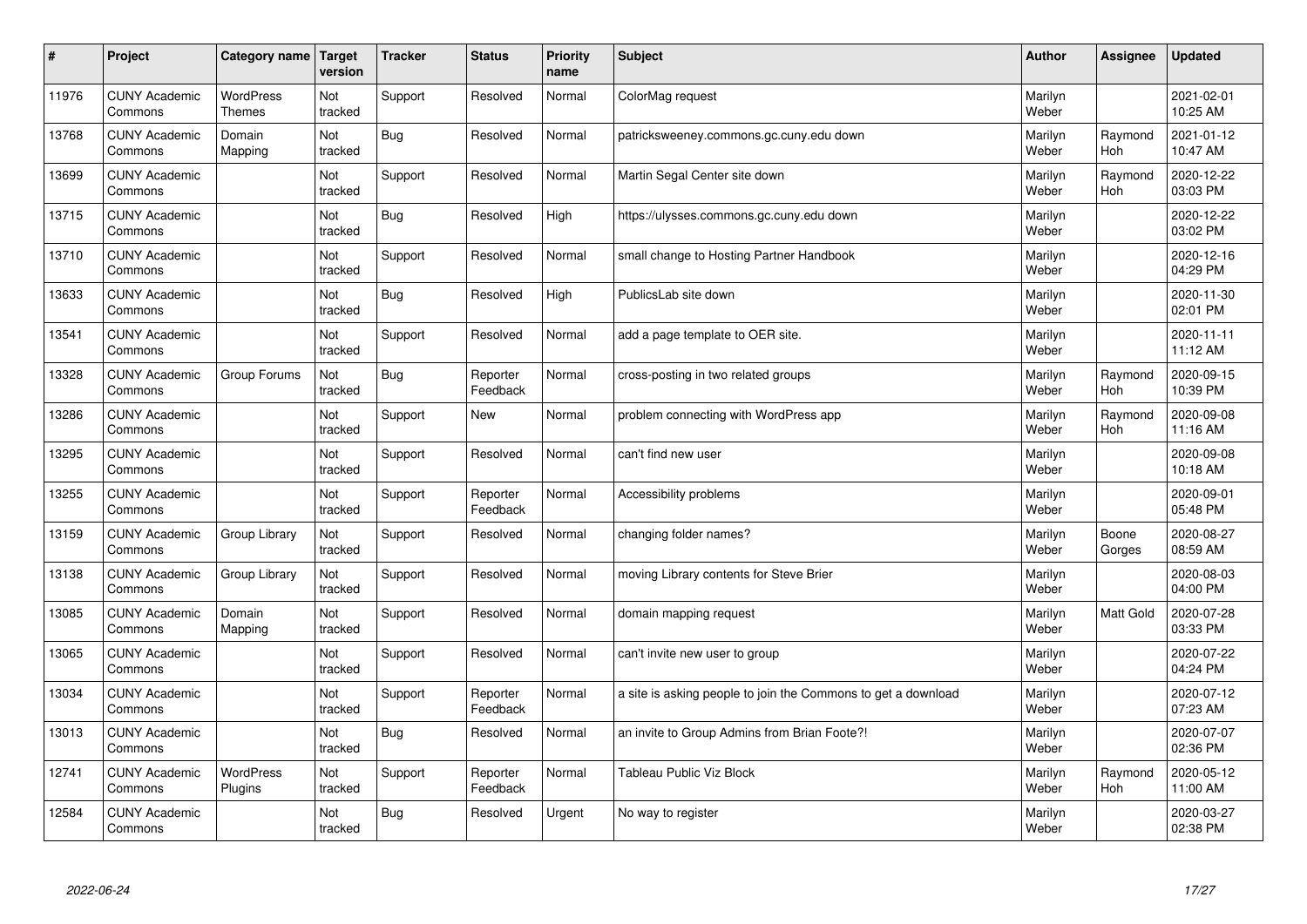| # | Project | Category name | Target version | Tracker | Status | Priority name | Subject | Author | Assignee | Updated |
|---|---|---|---|---|---|---|---|---|---|---|
| 11976 | CUNY Academic Commons | WordPress Themes | Not tracked | Support | Resolved | Normal | ColorMag request | Marilyn Weber | | 2021-02-01 10:25 AM |
| 13768 | CUNY Academic Commons | Domain Mapping | Not tracked | Bug | Resolved | Normal | patricksweeney.commons.gc.cuny.edu down | Marilyn Weber | Raymond Hoh | 2021-01-12 10:47 AM |
| 13699 | CUNY Academic Commons | | Not tracked | Support | Resolved | Normal | Martin Segal Center site down | Marilyn Weber | Raymond Hoh | 2020-12-22 03:03 PM |
| 13715 | CUNY Academic Commons | | Not tracked | Bug | Resolved | High | https://ulysses.commons.gc.cuny.edu down | Marilyn Weber | | 2020-12-22 03:02 PM |
| 13710 | CUNY Academic Commons | | Not tracked | Support | Resolved | Normal | small change to Hosting Partner Handbook | Marilyn Weber | | 2020-12-16 04:29 PM |
| 13633 | CUNY Academic Commons | | Not tracked | Bug | Resolved | High | PublicsLab site down | Marilyn Weber | | 2020-11-30 02:01 PM |
| 13541 | CUNY Academic Commons | | Not tracked | Support | Resolved | Normal | add a page template to OER site. | Marilyn Weber | | 2020-11-11 11:12 AM |
| 13328 | CUNY Academic Commons | Group Forums | Not tracked | Bug | Reporter Feedback | Normal | cross-posting in two related groups | Marilyn Weber | Raymond Hoh | 2020-09-15 10:39 PM |
| 13286 | CUNY Academic Commons | | Not tracked | Support | New | Normal | problem connecting with WordPress app | Marilyn Weber | Raymond Hoh | 2020-09-08 11:16 AM |
| 13295 | CUNY Academic Commons | | Not tracked | Support | Resolved | Normal | can't find new user | Marilyn Weber | | 2020-09-08 10:18 AM |
| 13255 | CUNY Academic Commons | | Not tracked | Support | Reporter Feedback | Normal | Accessibility problems | Marilyn Weber | | 2020-09-01 05:48 PM |
| 13159 | CUNY Academic Commons | Group Library | Not tracked | Support | Resolved | Normal | changing folder names? | Marilyn Weber | Boone Gorges | 2020-08-27 08:59 AM |
| 13138 | CUNY Academic Commons | Group Library | Not tracked | Support | Resolved | Normal | moving Library contents for Steve Brier | Marilyn Weber | | 2020-08-03 04:00 PM |
| 13085 | CUNY Academic Commons | Domain Mapping | Not tracked | Support | Resolved | Normal | domain mapping request | Marilyn Weber | Matt Gold | 2020-07-28 03:33 PM |
| 13065 | CUNY Academic Commons | | Not tracked | Support | Resolved | Normal | can't invite new user to group | Marilyn Weber | | 2020-07-22 04:24 PM |
| 13034 | CUNY Academic Commons | | Not tracked | Support | Reporter Feedback | Normal | a site is asking people to join the Commons to get a download | Marilyn Weber | | 2020-07-12 07:23 AM |
| 13013 | CUNY Academic Commons | | Not tracked | Bug | Resolved | Normal | an invite to Group Admins from Brian Foote?! | Marilyn Weber | | 2020-07-07 02:36 PM |
| 12741 | CUNY Academic Commons | WordPress Plugins | Not tracked | Support | Reporter Feedback | Normal | Tableau Public Viz Block | Marilyn Weber | Raymond Hoh | 2020-05-12 11:00 AM |
| 12584 | CUNY Academic Commons | | Not tracked | Bug | Resolved | Urgent | No way to register | Marilyn Weber | | 2020-03-27 02:38 PM |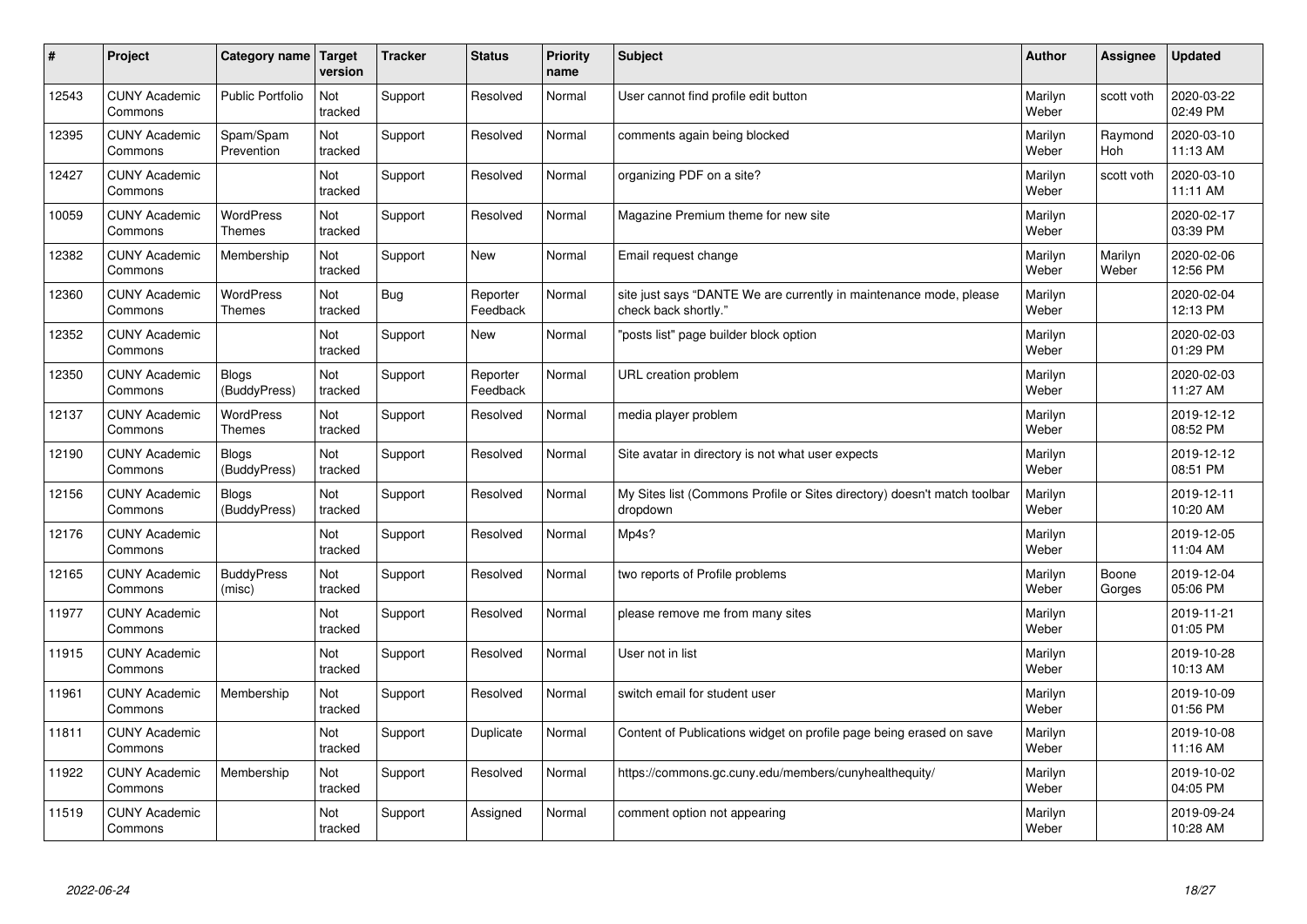| # | Project | Category name | Target version | Tracker | Status | Priority name | Subject | Author | Assignee | Updated |
|---|---|---|---|---|---|---|---|---|---|---|
| 12543 | CUNY Academic Commons | Public Portfolio | Not tracked | Support | Resolved | Normal | User cannot find profile edit button | Marilyn Weber | scott voth | 2020-03-22 02:49 PM |
| 12395 | CUNY Academic Commons | Spam/Spam Prevention | Not tracked | Support | Resolved | Normal | comments again being blocked | Marilyn Weber | Raymond Hoh | 2020-03-10 11:13 AM |
| 12427 | CUNY Academic Commons | | Not tracked | Support | Resolved | Normal | organizing PDF on a site? | Marilyn Weber | scott voth | 2020-03-10 11:11 AM |
| 10059 | CUNY Academic Commons | WordPress Themes | Not tracked | Support | Resolved | Normal | Magazine Premium theme for new site | Marilyn Weber | | 2020-02-17 03:39 PM |
| 12382 | CUNY Academic Commons | Membership | Not tracked | Support | New | Normal | Email request change | Marilyn Weber | Marilyn Weber | 2020-02-06 12:56 PM |
| 12360 | CUNY Academic Commons | WordPress Themes | Not tracked | Bug | Reporter Feedback | Normal | site just says "DANTE We are currently in maintenance mode, please check back shortly." | Marilyn Weber | | 2020-02-04 12:13 PM |
| 12352 | CUNY Academic Commons | | Not tracked | Support | New | Normal | "posts list" page builder block option | Marilyn Weber | | 2020-02-03 01:29 PM |
| 12350 | CUNY Academic Commons | Blogs (BuddyPress) | Not tracked | Support | Reporter Feedback | Normal | URL creation problem | Marilyn Weber | | 2020-02-03 11:27 AM |
| 12137 | CUNY Academic Commons | WordPress Themes | Not tracked | Support | Resolved | Normal | media player problem | Marilyn Weber | | 2019-12-12 08:52 PM |
| 12190 | CUNY Academic Commons | Blogs (BuddyPress) | Not tracked | Support | Resolved | Normal | Site avatar in directory is not what user expects | Marilyn Weber | | 2019-12-12 08:51 PM |
| 12156 | CUNY Academic Commons | Blogs (BuddyPress) | Not tracked | Support | Resolved | Normal | My Sites list (Commons Profile or Sites directory) doesn't match toolbar dropdown | Marilyn Weber | | 2019-12-11 10:20 AM |
| 12176 | CUNY Academic Commons | | Not tracked | Support | Resolved | Normal | Mp4s? | Marilyn Weber | | 2019-12-05 11:04 AM |
| 12165 | CUNY Academic Commons | BuddyPress (misc) | Not tracked | Support | Resolved | Normal | two reports of Profile problems | Marilyn Weber | Boone Gorges | 2019-12-04 05:06 PM |
| 11977 | CUNY Academic Commons | | Not tracked | Support | Resolved | Normal | please remove me from many sites | Marilyn Weber | | 2019-11-21 01:05 PM |
| 11915 | CUNY Academic Commons | | Not tracked | Support | Resolved | Normal | User not in list | Marilyn Weber | | 2019-10-28 10:13 AM |
| 11961 | CUNY Academic Commons | Membership | Not tracked | Support | Resolved | Normal | switch email for student user | Marilyn Weber | | 2019-10-09 01:56 PM |
| 11811 | CUNY Academic Commons | | Not tracked | Support | Duplicate | Normal | Content of Publications widget on profile page being erased on save | Marilyn Weber | | 2019-10-08 11:16 AM |
| 11922 | CUNY Academic Commons | Membership | Not tracked | Support | Resolved | Normal | https://commons.gc.cuny.edu/members/cunyhealthequity/ | Marilyn Weber | | 2019-10-02 04:05 PM |
| 11519 | CUNY Academic Commons | | Not tracked | Support | Assigned | Normal | comment option not appearing | Marilyn Weber | | 2019-09-24 10:28 AM |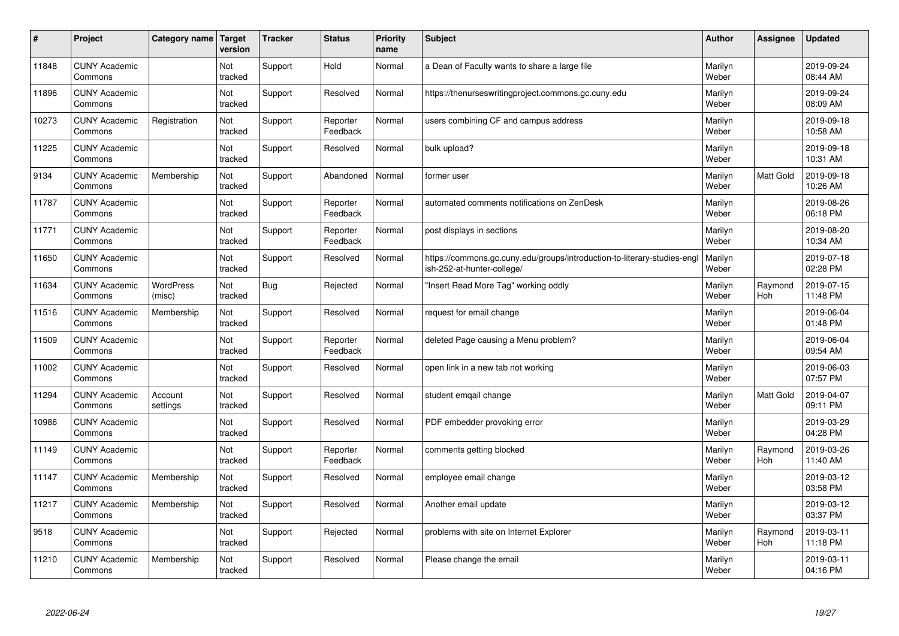| # | Project | Category name | Target version | Tracker | Status | Priority name | Subject | Author | Assignee | Updated |
|---|---|---|---|---|---|---|---|---|---|---|
| 11848 | CUNY Academic Commons | | Not tracked | Support | Hold | Normal | a Dean of Faculty wants to share a large file | Marilyn Weber | | 2019-09-24 08:44 AM |
| 11896 | CUNY Academic Commons | | Not tracked | Support | Resolved | Normal | https://thenurseswritingproject.commons.gc.cuny.edu | Marilyn Weber | | 2019-09-24 08:09 AM |
| 10273 | CUNY Academic Commons | Registration | Not tracked | Support | Reporter Feedback | Normal | users combining CF and campus address | Marilyn Weber | | 2019-09-18 10:58 AM |
| 11225 | CUNY Academic Commons | | Not tracked | Support | Resolved | Normal | bulk upload? | Marilyn Weber | | 2019-09-18 10:31 AM |
| 9134 | CUNY Academic Commons | Membership | Not tracked | Support | Abandoned | Normal | former user | Marilyn Weber | Matt Gold | 2019-09-18 10:26 AM |
| 11787 | CUNY Academic Commons | | Not tracked | Support | Reporter Feedback | Normal | automated comments notifications on ZenDesk | Marilyn Weber | | 2019-08-26 06:18 PM |
| 11771 | CUNY Academic Commons | | Not tracked | Support | Reporter Feedback | Normal | post displays in sections | Marilyn Weber | | 2019-08-20 10:34 AM |
| 11650 | CUNY Academic Commons | | Not tracked | Support | Resolved | Normal | https://commons.gc.cuny.edu/groups/introduction-to-literary-studies-english-252-at-hunter-college/ | Marilyn Weber | | 2019-07-18 02:28 PM |
| 11634 | CUNY Academic Commons | WordPress (misc) | Not tracked | Bug | Rejected | Normal | "Insert Read More Tag" working oddly | Marilyn Weber | Raymond Hoh | 2019-07-15 11:48 PM |
| 11516 | CUNY Academic Commons | Membership | Not tracked | Support | Resolved | Normal | request for email change | Marilyn Weber | | 2019-06-04 01:48 PM |
| 11509 | CUNY Academic Commons | | Not tracked | Support | Reporter Feedback | Normal | deleted Page causing a Menu problem? | Marilyn Weber | | 2019-06-04 09:54 AM |
| 11002 | CUNY Academic Commons | | Not tracked | Support | Resolved | Normal | open link in a new tab not working | Marilyn Weber | | 2019-06-03 07:57 PM |
| 11294 | CUNY Academic Commons | Account settings | Not tracked | Support | Resolved | Normal | student emqail change | Marilyn Weber | Matt Gold | 2019-04-07 09:11 PM |
| 10986 | CUNY Academic Commons | | Not tracked | Support | Resolved | Normal | PDF embedder provoking error | Marilyn Weber | | 2019-03-29 04:28 PM |
| 11149 | CUNY Academic Commons | | Not tracked | Support | Reporter Feedback | Normal | comments getting blocked | Marilyn Weber | Raymond Hoh | 2019-03-26 11:40 AM |
| 11147 | CUNY Academic Commons | Membership | Not tracked | Support | Resolved | Normal | employee email change | Marilyn Weber | | 2019-03-12 03:58 PM |
| 11217 | CUNY Academic Commons | Membership | Not tracked | Support | Resolved | Normal | Another email update | Marilyn Weber | | 2019-03-12 03:37 PM |
| 9518 | CUNY Academic Commons | | Not tracked | Support | Rejected | Normal | problems with site on Internet Explorer | Marilyn Weber | Raymond Hoh | 2019-03-11 11:18 PM |
| 11210 | CUNY Academic Commons | Membership | Not tracked | Support | Resolved | Normal | Please change the email | Marilyn Weber | | 2019-03-11 04:16 PM |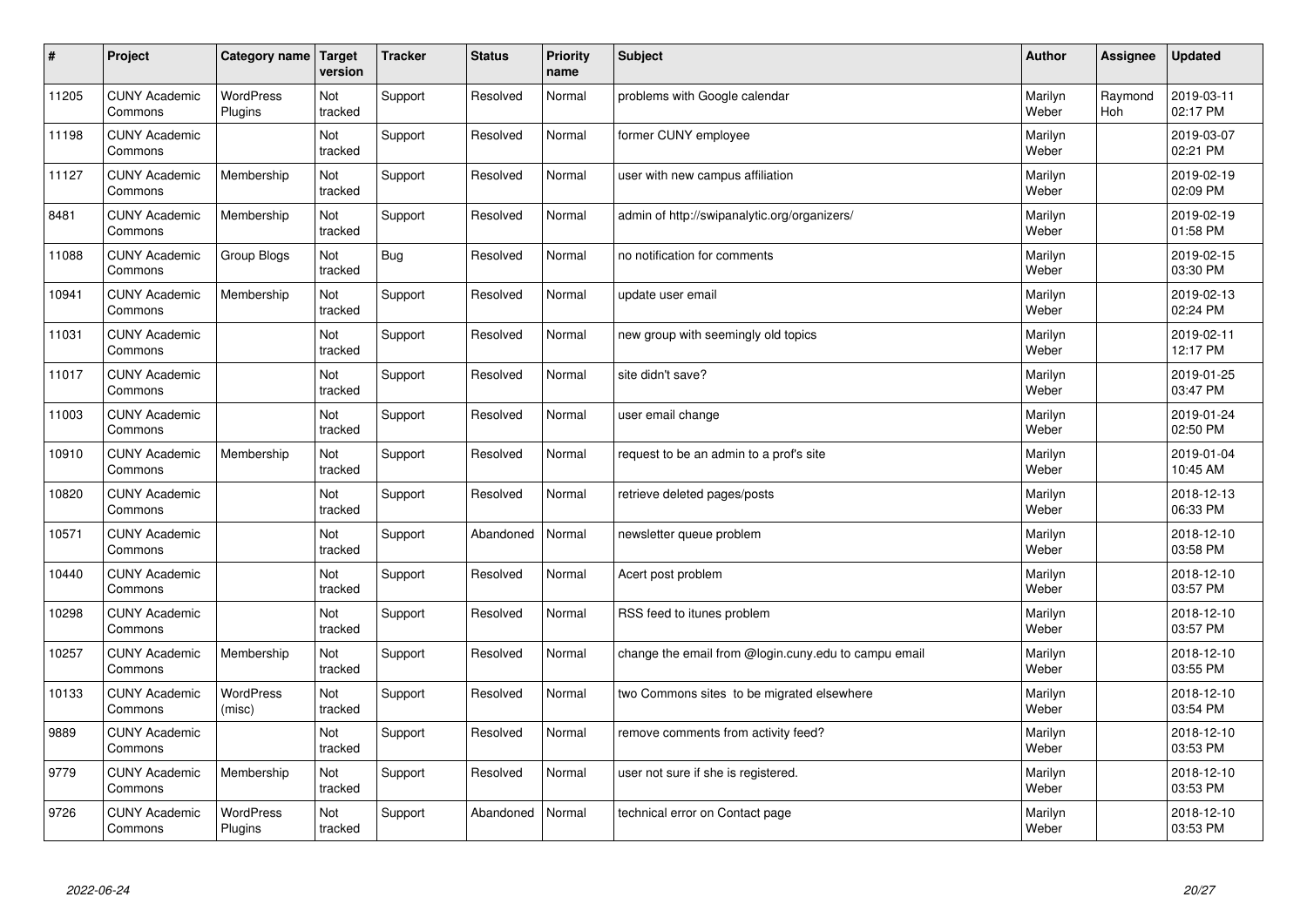| # | Project | Category name | Target version | Tracker | Status | Priority name | Subject | Author | Assignee | Updated |
|---|---|---|---|---|---|---|---|---|---|---|
| 11205 | CUNY Academic Commons | WordPress Plugins | Not tracked | Support | Resolved | Normal | problems with Google calendar | Marilyn Weber | Raymond Hoh | 2019-03-11 02:17 PM |
| 11198 | CUNY Academic Commons | | Not tracked | Support | Resolved | Normal | former CUNY employee | Marilyn Weber | | 2019-03-07 02:21 PM |
| 11127 | CUNY Academic Commons | Membership | Not tracked | Support | Resolved | Normal | user with new campus affiliation | Marilyn Weber | | 2019-02-19 02:09 PM |
| 8481 | CUNY Academic Commons | Membership | Not tracked | Support | Resolved | Normal | admin of http://swipanalytic.org/organizers/ | Marilyn Weber | | 2019-02-19 01:58 PM |
| 11088 | CUNY Academic Commons | Group Blogs | Not tracked | Bug | Resolved | Normal | no notification for comments | Marilyn Weber | | 2019-02-15 03:30 PM |
| 10941 | CUNY Academic Commons | Membership | Not tracked | Support | Resolved | Normal | update user email | Marilyn Weber | | 2019-02-13 02:24 PM |
| 11031 | CUNY Academic Commons | | Not tracked | Support | Resolved | Normal | new group with seemingly old topics | Marilyn Weber | | 2019-02-11 12:17 PM |
| 11017 | CUNY Academic Commons | | Not tracked | Support | Resolved | Normal | site didn't save? | Marilyn Weber | | 2019-01-25 03:47 PM |
| 11003 | CUNY Academic Commons | | Not tracked | Support | Resolved | Normal | user email change | Marilyn Weber | | 2019-01-24 02:50 PM |
| 10910 | CUNY Academic Commons | Membership | Not tracked | Support | Resolved | Normal | request to be an admin to a prof's site | Marilyn Weber | | 2019-01-04 10:45 AM |
| 10820 | CUNY Academic Commons | | Not tracked | Support | Resolved | Normal | retrieve deleted pages/posts | Marilyn Weber | | 2018-12-13 06:33 PM |
| 10571 | CUNY Academic Commons | | Not tracked | Support | Abandoned | Normal | newsletter queue problem | Marilyn Weber | | 2018-12-10 03:58 PM |
| 10440 | CUNY Academic Commons | | Not tracked | Support | Resolved | Normal | Acert post problem | Marilyn Weber | | 2018-12-10 03:57 PM |
| 10298 | CUNY Academic Commons | | Not tracked | Support | Resolved | Normal | RSS feed to itunes problem | Marilyn Weber | | 2018-12-10 03:57 PM |
| 10257 | CUNY Academic Commons | Membership | Not tracked | Support | Resolved | Normal | change the email from @login.cuny.edu to campu email | Marilyn Weber | | 2018-12-10 03:55 PM |
| 10133 | CUNY Academic Commons | WordPress (misc) | Not tracked | Support | Resolved | Normal | two Commons sites to be migrated elsewhere | Marilyn Weber | | 2018-12-10 03:54 PM |
| 9889 | CUNY Academic Commons | | Not tracked | Support | Resolved | Normal | remove comments from activity feed? | Marilyn Weber | | 2018-12-10 03:53 PM |
| 9779 | CUNY Academic Commons | Membership | Not tracked | Support | Resolved | Normal | user not sure if she is registered. | Marilyn Weber | | 2018-12-10 03:53 PM |
| 9726 | CUNY Academic Commons | WordPress Plugins | Not tracked | Support | Abandoned | Normal | technical error on Contact page | Marilyn Weber | | 2018-12-10 03:53 PM |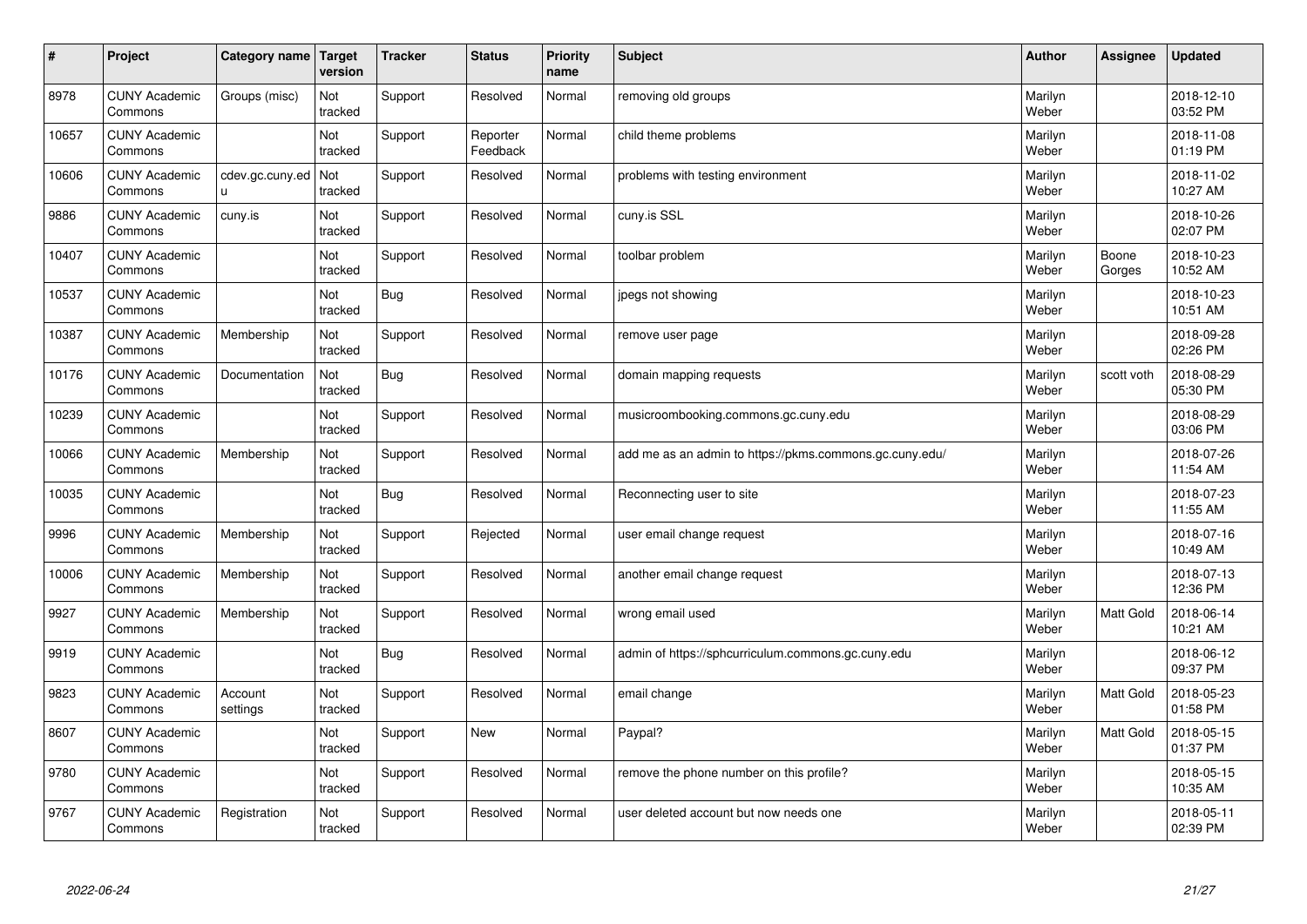| # | Project | Category name | Target version | Tracker | Status | Priority name | Subject | Author | Assignee | Updated |
|---|---|---|---|---|---|---|---|---|---|---|
| 8978 | CUNY Academic Commons | Groups (misc) | Not tracked | Support | Resolved | Normal | removing old groups | Marilyn Weber | | 2018-12-10 03:52 PM |
| 10657 | CUNY Academic Commons | | Not tracked | Support | Reporter Feedback | Normal | child theme problems | Marilyn Weber | | 2018-11-08 01:19 PM |
| 10606 | CUNY Academic Commons | cdev.gc.cuny.edu | Not tracked | Support | Resolved | Normal | problems with testing environment | Marilyn Weber | | 2018-11-02 10:27 AM |
| 9886 | CUNY Academic Commons | cuny.is | Not tracked | Support | Resolved | Normal | cuny.is SSL | Marilyn Weber | | 2018-10-26 02:07 PM |
| 10407 | CUNY Academic Commons | | Not tracked | Support | Resolved | Normal | toolbar problem | Marilyn Weber | Boone Gorges | 2018-10-23 10:52 AM |
| 10537 | CUNY Academic Commons | | Not tracked | Bug | Resolved | Normal | jpegs not showing | Marilyn Weber | | 2018-10-23 10:51 AM |
| 10387 | CUNY Academic Commons | Membership | Not tracked | Support | Resolved | Normal | remove user page | Marilyn Weber | | 2018-09-28 02:26 PM |
| 10176 | CUNY Academic Commons | Documentation | Not tracked | Bug | Resolved | Normal | domain mapping requests | Marilyn Weber | scott voth | 2018-08-29 05:30 PM |
| 10239 | CUNY Academic Commons | | Not tracked | Support | Resolved | Normal | musicroombooking.commons.gc.cuny.edu | Marilyn Weber | | 2018-08-29 03:06 PM |
| 10066 | CUNY Academic Commons | Membership | Not tracked | Support | Resolved | Normal | add me as an admin to https://pkms.commons.gc.cuny.edu/ | Marilyn Weber | | 2018-07-26 11:54 AM |
| 10035 | CUNY Academic Commons | | Not tracked | Bug | Resolved | Normal | Reconnecting user to site | Marilyn Weber | | 2018-07-23 11:55 AM |
| 9996 | CUNY Academic Commons | Membership | Not tracked | Support | Rejected | Normal | user email change request | Marilyn Weber | | 2018-07-16 10:49 AM |
| 10006 | CUNY Academic Commons | Membership | Not tracked | Support | Resolved | Normal | another email change request | Marilyn Weber | | 2018-07-13 12:36 PM |
| 9927 | CUNY Academic Commons | Membership | Not tracked | Support | Resolved | Normal | wrong email used | Marilyn Weber | Matt Gold | 2018-06-14 10:21 AM |
| 9919 | CUNY Academic Commons | | Not tracked | Bug | Resolved | Normal | admin of https://sphcurriculum.commons.gc.cuny.edu | Marilyn Weber | | 2018-06-12 09:37 PM |
| 9823 | CUNY Academic Commons | Account settings | Not tracked | Support | Resolved | Normal | email change | Marilyn Weber | Matt Gold | 2018-05-23 01:58 PM |
| 8607 | CUNY Academic Commons | | Not tracked | Support | New | Normal | Paypal? | Marilyn Weber | Matt Gold | 2018-05-15 01:37 PM |
| 9780 | CUNY Academic Commons | | Not tracked | Support | Resolved | Normal | remove the phone number on this profile? | Marilyn Weber | | 2018-05-15 10:35 AM |
| 9767 | CUNY Academic Commons | Registration | Not tracked | Support | Resolved | Normal | user deleted account but now needs one | Marilyn Weber | | 2018-05-11 02:39 PM |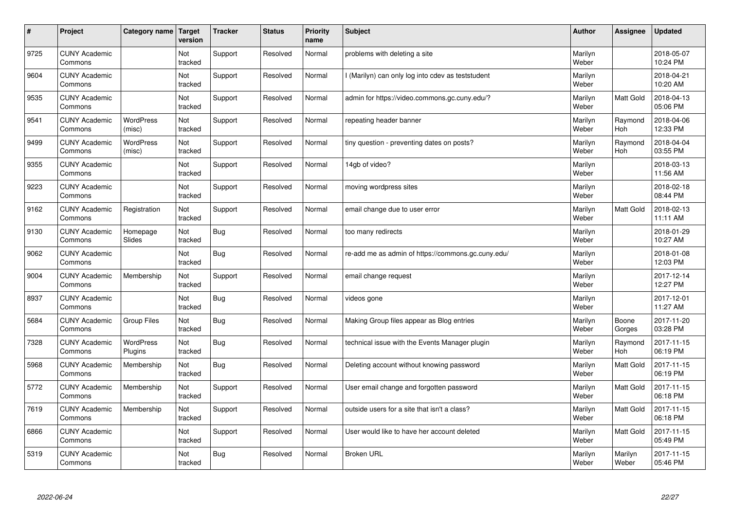| # | Project | Category name | Target version | Tracker | Status | Priority name | Subject | Author | Assignee | Updated |
|---|---|---|---|---|---|---|---|---|---|---|
| 9725 | CUNY Academic Commons | | Not tracked | Support | Resolved | Normal | problems with deleting a site | Marilyn Weber | | 2018-05-07 10:24 PM |
| 9604 | CUNY Academic Commons | | Not tracked | Support | Resolved | Normal | I (Marilyn) can only log into cdev as teststudent | Marilyn Weber | | 2018-04-21 10:20 AM |
| 9535 | CUNY Academic Commons | | Not tracked | Support | Resolved | Normal | admin for https://video.commons.gc.cuny.edu/? | Marilyn Weber | Matt Gold | 2018-04-13 05:06 PM |
| 9541 | CUNY Academic Commons | WordPress (misc) | Not tracked | Support | Resolved | Normal | repeating header banner | Marilyn Weber | Raymond Hoh | 2018-04-06 12:33 PM |
| 9499 | CUNY Academic Commons | WordPress (misc) | Not tracked | Support | Resolved | Normal | tiny question - preventing dates on posts? | Marilyn Weber | Raymond Hoh | 2018-04-04 03:55 PM |
| 9355 | CUNY Academic Commons | | Not tracked | Support | Resolved | Normal | 14gb of video? | Marilyn Weber | | 2018-03-13 11:56 AM |
| 9223 | CUNY Academic Commons | | Not tracked | Support | Resolved | Normal | moving wordpress sites | Marilyn Weber | | 2018-02-18 08:44 PM |
| 9162 | CUNY Academic Commons | Registration | Not tracked | Support | Resolved | Normal | email change due to user error | Marilyn Weber | Matt Gold | 2018-02-13 11:11 AM |
| 9130 | CUNY Academic Commons | Homepage Slides | Not tracked | Bug | Resolved | Normal | too many redirects | Marilyn Weber | | 2018-01-29 10:27 AM |
| 9062 | CUNY Academic Commons | | Not tracked | Bug | Resolved | Normal | re-add me as admin of https://commons.gc.cuny.edu/ | Marilyn Weber | | 2018-01-08 12:03 PM |
| 9004 | CUNY Academic Commons | Membership | Not tracked | Support | Resolved | Normal | email change request | Marilyn Weber | | 2017-12-14 12:27 PM |
| 8937 | CUNY Academic Commons | | Not tracked | Bug | Resolved | Normal | videos gone | Marilyn Weber | | 2017-12-01 11:27 AM |
| 5684 | CUNY Academic Commons | Group Files | Not tracked | Bug | Resolved | Normal | Making Group files appear as Blog entries | Marilyn Weber | Boone Gorges | 2017-11-20 03:28 PM |
| 7328 | CUNY Academic Commons | WordPress Plugins | Not tracked | Bug | Resolved | Normal | technical issue with the Events Manager plugin | Marilyn Weber | Raymond Hoh | 2017-11-15 06:19 PM |
| 5968 | CUNY Academic Commons | Membership | Not tracked | Bug | Resolved | Normal | Deleting account without knowing password | Marilyn Weber | Matt Gold | 2017-11-15 06:19 PM |
| 5772 | CUNY Academic Commons | Membership | Not tracked | Support | Resolved | Normal | User email change and forgotten password | Marilyn Weber | Matt Gold | 2017-11-15 06:18 PM |
| 7619 | CUNY Academic Commons | Membership | Not tracked | Support | Resolved | Normal | outside users for a site that isn't a class? | Marilyn Weber | Matt Gold | 2017-11-15 06:18 PM |
| 6866 | CUNY Academic Commons | | Not tracked | Support | Resolved | Normal | User would like to have her account deleted | Marilyn Weber | Matt Gold | 2017-11-15 05:49 PM |
| 5319 | CUNY Academic Commons | | Not tracked | Bug | Resolved | Normal | Broken URL | Marilyn Weber | Marilyn Weber | 2017-11-15 05:46 PM |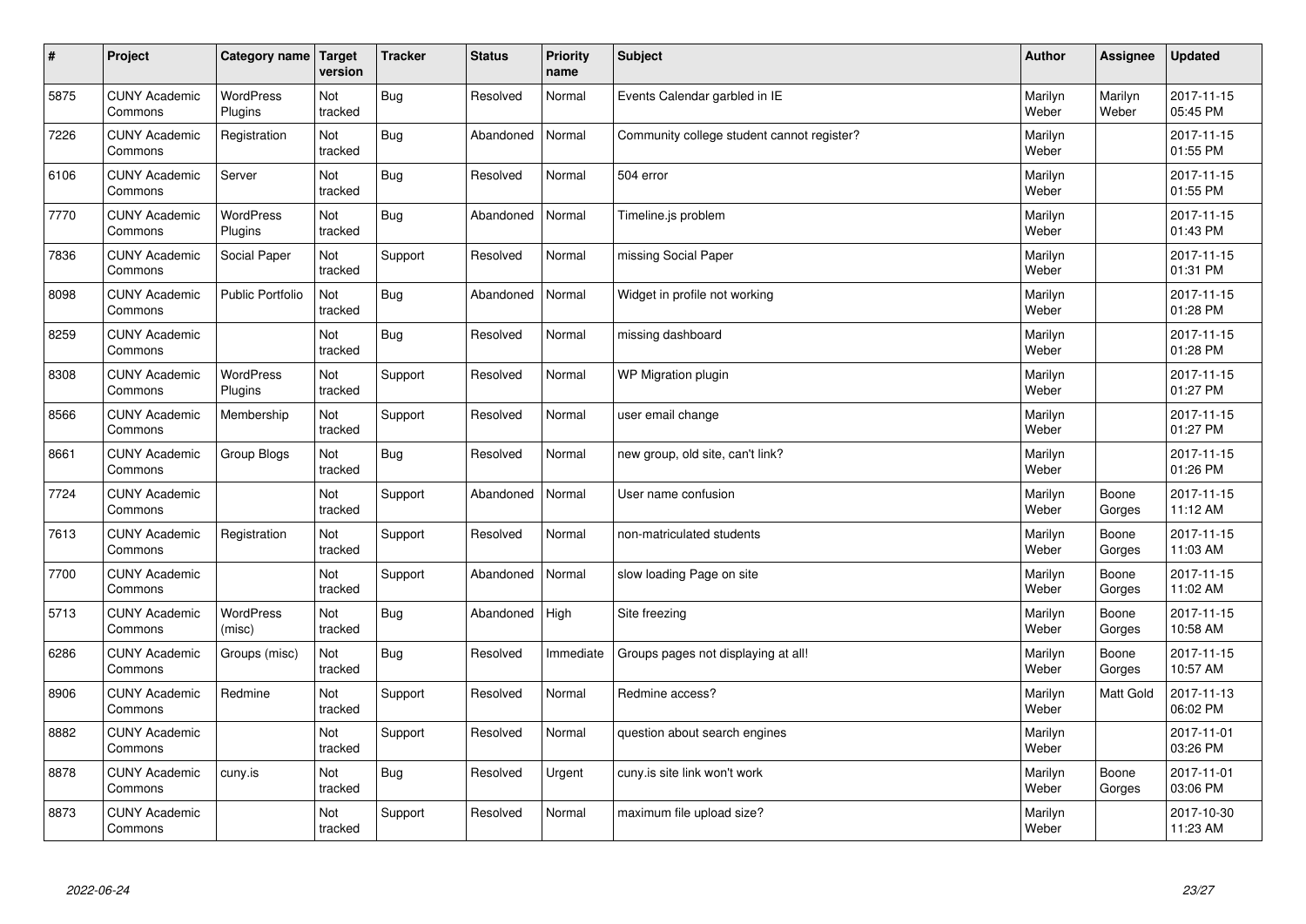| # | Project | Category name | Target version | Tracker | Status | Priority name | Subject | Author | Assignee | Updated |
|---|---|---|---|---|---|---|---|---|---|---|
| 5875 | CUNY Academic Commons | WordPress Plugins | Not tracked | Bug | Resolved | Normal | Events Calendar garbled in IE | Marilyn Weber | Marilyn Weber | 2017-11-15 05:45 PM |
| 7226 | CUNY Academic Commons | Registration | Not tracked | Bug | Abandoned | Normal | Community college student cannot register? | Marilyn Weber | | 2017-11-15 01:55 PM |
| 6106 | CUNY Academic Commons | Server | Not tracked | Bug | Resolved | Normal | 504 error | Marilyn Weber | | 2017-11-15 01:55 PM |
| 7770 | CUNY Academic Commons | WordPress Plugins | Not tracked | Bug | Abandoned | Normal | Timeline.js problem | Marilyn Weber | | 2017-11-15 01:43 PM |
| 7836 | CUNY Academic Commons | Social Paper | Not tracked | Support | Resolved | Normal | missing Social Paper | Marilyn Weber | | 2017-11-15 01:31 PM |
| 8098 | CUNY Academic Commons | Public Portfolio | Not tracked | Bug | Abandoned | Normal | Widget in profile not working | Marilyn Weber | | 2017-11-15 01:28 PM |
| 8259 | CUNY Academic Commons | | Not tracked | Bug | Resolved | Normal | missing dashboard | Marilyn Weber | | 2017-11-15 01:28 PM |
| 8308 | CUNY Academic Commons | WordPress Plugins | Not tracked | Support | Resolved | Normal | WP Migration plugin | Marilyn Weber | | 2017-11-15 01:27 PM |
| 8566 | CUNY Academic Commons | Membership | Not tracked | Support | Resolved | Normal | user email change | Marilyn Weber | | 2017-11-15 01:27 PM |
| 8661 | CUNY Academic Commons | Group Blogs | Not tracked | Bug | Resolved | Normal | new group, old site, can't link? | Marilyn Weber | | 2017-11-15 01:26 PM |
| 7724 | CUNY Academic Commons | | Not tracked | Support | Abandoned | Normal | User name confusion | Marilyn Weber | Boone Gorges | 2017-11-15 11:12 AM |
| 7613 | CUNY Academic Commons | Registration | Not tracked | Support | Resolved | Normal | non-matriculated students | Marilyn Weber | Boone Gorges | 2017-11-15 11:03 AM |
| 7700 | CUNY Academic Commons | | Not tracked | Support | Abandoned | Normal | slow loading Page on site | Marilyn Weber | Boone Gorges | 2017-11-15 11:02 AM |
| 5713 | CUNY Academic Commons | WordPress (misc) | Not tracked | Bug | Abandoned | High | Site freezing | Marilyn Weber | Boone Gorges | 2017-11-15 10:58 AM |
| 6286 | CUNY Academic Commons | Groups (misc) | Not tracked | Bug | Resolved | Immediate | Groups pages not displaying at all! | Marilyn Weber | Boone Gorges | 2017-11-15 10:57 AM |
| 8906 | CUNY Academic Commons | Redmine | Not tracked | Support | Resolved | Normal | Redmine access? | Marilyn Weber | Matt Gold | 2017-11-13 06:02 PM |
| 8882 | CUNY Academic Commons | | Not tracked | Support | Resolved | Normal | question about search engines | Marilyn Weber | | 2017-11-01 03:26 PM |
| 8878 | CUNY Academic Commons | cuny.is | Not tracked | Bug | Resolved | Urgent | cuny.is site link won't work | Marilyn Weber | Boone Gorges | 2017-11-01 03:06 PM |
| 8873 | CUNY Academic Commons | | Not tracked | Support | Resolved | Normal | maximum file upload size? | Marilyn Weber | | 2017-10-30 11:23 AM |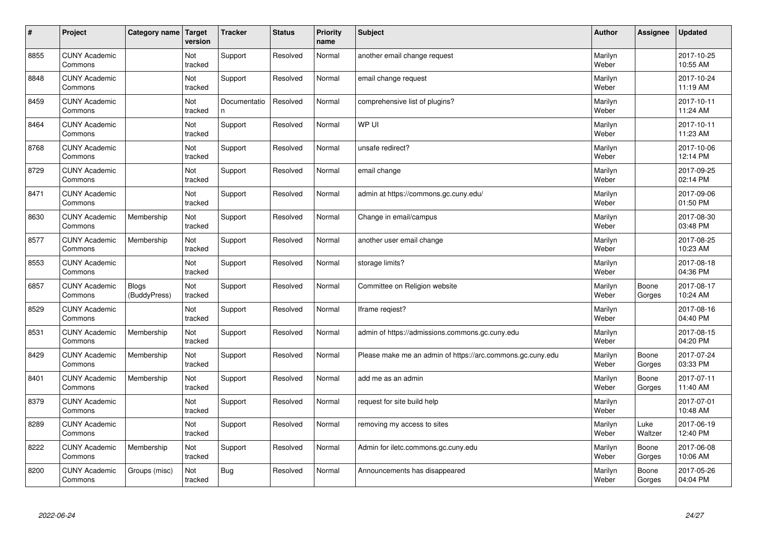| # | Project | Category name | Target version | Tracker | Status | Priority name | Subject | Author | Assignee | Updated |
|---|---|---|---|---|---|---|---|---|---|---|
| 8855 | CUNY Academic Commons | | Not tracked | Support | Resolved | Normal | another email change request | Marilyn Weber | | 2017-10-25 10:55 AM |
| 8848 | CUNY Academic Commons | | Not tracked | Support | Resolved | Normal | email change request | Marilyn Weber | | 2017-10-24 11:19 AM |
| 8459 | CUNY Academic Commons | | Not tracked | Documentation | Resolved | Normal | comprehensive list of plugins? | Marilyn Weber | | 2017-10-11 11:24 AM |
| 8464 | CUNY Academic Commons | | Not tracked | Support | Resolved | Normal | WP UI | Marilyn Weber | | 2017-10-11 11:23 AM |
| 8768 | CUNY Academic Commons | | Not tracked | Support | Resolved | Normal | unsafe redirect? | Marilyn Weber | | 2017-10-06 12:14 PM |
| 8729 | CUNY Academic Commons | | Not tracked | Support | Resolved | Normal | email change | Marilyn Weber | | 2017-09-25 02:14 PM |
| 8471 | CUNY Academic Commons | | Not tracked | Support | Resolved | Normal | admin at https://commons.gc.cuny.edu/ | Marilyn Weber | | 2017-09-06 01:50 PM |
| 8630 | CUNY Academic Commons | Membership | Not tracked | Support | Resolved | Normal | Change in email/campus | Marilyn Weber | | 2017-08-30 03:48 PM |
| 8577 | CUNY Academic Commons | Membership | Not tracked | Support | Resolved | Normal | another user email change | Marilyn Weber | | 2017-08-25 10:23 AM |
| 8553 | CUNY Academic Commons | | Not tracked | Support | Resolved | Normal | storage limits? | Marilyn Weber | | 2017-08-18 04:36 PM |
| 6857 | CUNY Academic Commons | Blogs (BuddyPress) | Not tracked | Support | Resolved | Normal | Committee on Religion website | Marilyn Weber | Boone Gorges | 2017-08-17 10:24 AM |
| 8529 | CUNY Academic Commons | | Not tracked | Support | Resolved | Normal | Iframe reqiest? | Marilyn Weber | | 2017-08-16 04:40 PM |
| 8531 | CUNY Academic Commons | Membership | Not tracked | Support | Resolved | Normal | admin of https://admissions.commons.gc.cuny.edu | Marilyn Weber | | 2017-08-15 04:20 PM |
| 8429 | CUNY Academic Commons | Membership | Not tracked | Support | Resolved | Normal | Please make me an admin of https://arc.commons.gc.cuny.edu | Marilyn Weber | Boone Gorges | 2017-07-24 03:33 PM |
| 8401 | CUNY Academic Commons | Membership | Not tracked | Support | Resolved | Normal | add me as an admin | Marilyn Weber | Boone Gorges | 2017-07-11 11:40 AM |
| 8379 | CUNY Academic Commons | | Not tracked | Support | Resolved | Normal | request for site build help | Marilyn Weber | | 2017-07-01 10:48 AM |
| 8289 | CUNY Academic Commons | | Not tracked | Support | Resolved | Normal | removing my access to sites | Marilyn Weber | Luke Waltzer | 2017-06-19 12:40 PM |
| 8222 | CUNY Academic Commons | Membership | Not tracked | Support | Resolved | Normal | Admin for iletc.commons.gc.cuny.edu | Marilyn Weber | Boone Gorges | 2017-06-08 10:06 AM |
| 8200 | CUNY Academic Commons | Groups (misc) | Not tracked | Bug | Resolved | Normal | Announcements has disappeared | Marilyn Weber | Boone Gorges | 2017-05-26 04:04 PM |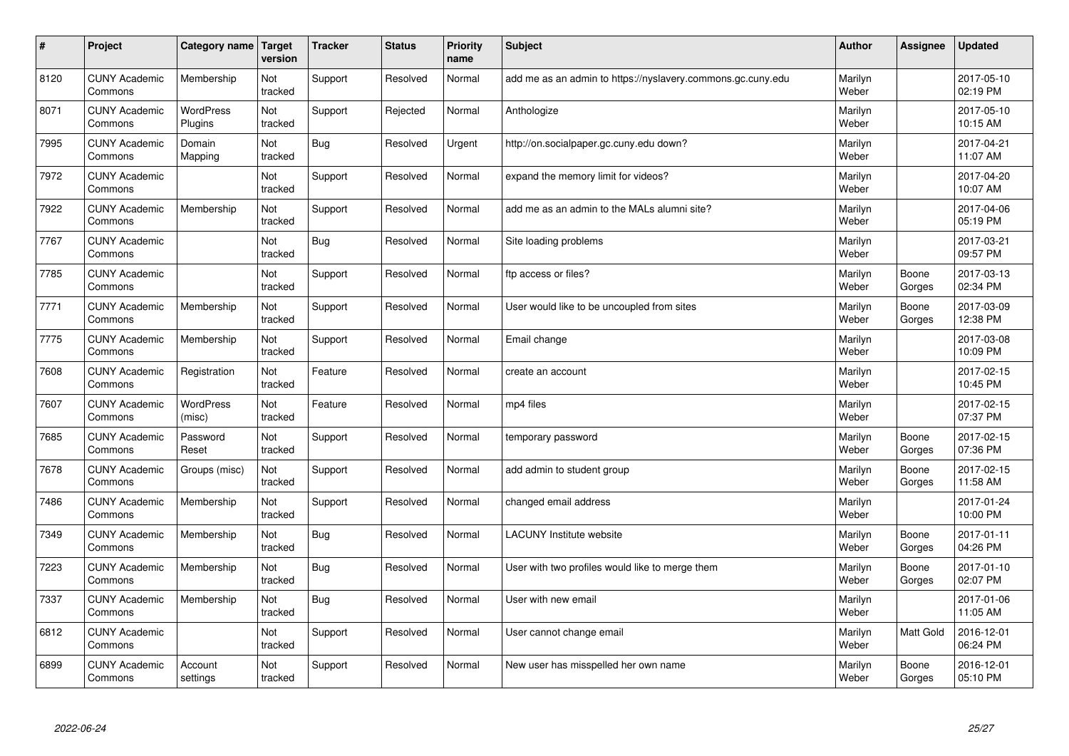| # | Project | Category name | Target version | Tracker | Status | Priority name | Subject | Author | Assignee | Updated |
|---|---|---|---|---|---|---|---|---|---|---|
| 8120 | CUNY Academic Commons | Membership | Not tracked | Support | Resolved | Normal | add me as an admin to https://nyslavery.commons.gc.cuny.edu | Marilyn Weber | | 2017-05-10 02:19 PM |
| 8071 | CUNY Academic Commons | WordPress Plugins | Not tracked | Support | Rejected | Normal | Anthologize | Marilyn Weber | | 2017-05-10 10:15 AM |
| 7995 | CUNY Academic Commons | Domain Mapping | Not tracked | Bug | Resolved | Urgent | http://on.socialpaper.gc.cuny.edu down? | Marilyn Weber | | 2017-04-21 11:07 AM |
| 7972 | CUNY Academic Commons | | Not tracked | Support | Resolved | Normal | expand the memory limit for videos? | Marilyn Weber | | 2017-04-20 10:07 AM |
| 7922 | CUNY Academic Commons | Membership | Not tracked | Support | Resolved | Normal | add me as an admin to the MALs alumni site? | Marilyn Weber | | 2017-04-06 05:19 PM |
| 7767 | CUNY Academic Commons | | Not tracked | Bug | Resolved | Normal | Site loading problems | Marilyn Weber | | 2017-03-21 09:57 PM |
| 7785 | CUNY Academic Commons | | Not tracked | Support | Resolved | Normal | ftp access or files? | Marilyn Weber | Boone Gorges | 2017-03-13 02:34 PM |
| 7771 | CUNY Academic Commons | Membership | Not tracked | Support | Resolved | Normal | User would like to be uncoupled from sites | Marilyn Weber | Boone Gorges | 2017-03-09 12:38 PM |
| 7775 | CUNY Academic Commons | Membership | Not tracked | Support | Resolved | Normal | Email change | Marilyn Weber | | 2017-03-08 10:09 PM |
| 7608 | CUNY Academic Commons | Registration | Not tracked | Feature | Resolved | Normal | create an account | Marilyn Weber | | 2017-02-15 10:45 PM |
| 7607 | CUNY Academic Commons | WordPress (misc) | Not tracked | Feature | Resolved | Normal | mp4 files | Marilyn Weber | | 2017-02-15 07:37 PM |
| 7685 | CUNY Academic Commons | Password Reset | Not tracked | Support | Resolved | Normal | temporary password | Marilyn Weber | Boone Gorges | 2017-02-15 07:36 PM |
| 7678 | CUNY Academic Commons | Groups (misc) | Not tracked | Support | Resolved | Normal | add admin to student group | Marilyn Weber | Boone Gorges | 2017-02-15 11:58 AM |
| 7486 | CUNY Academic Commons | Membership | Not tracked | Support | Resolved | Normal | changed email address | Marilyn Weber | | 2017-01-24 10:00 PM |
| 7349 | CUNY Academic Commons | Membership | Not tracked | Bug | Resolved | Normal | LACUNY Institute website | Marilyn Weber | Boone Gorges | 2017-01-11 04:26 PM |
| 7223 | CUNY Academic Commons | Membership | Not tracked | Bug | Resolved | Normal | User with two profiles would like to merge them | Marilyn Weber | Boone Gorges | 2017-01-10 02:07 PM |
| 7337 | CUNY Academic Commons | Membership | Not tracked | Bug | Resolved | Normal | User with new email | Marilyn Weber | | 2017-01-06 11:05 AM |
| 6812 | CUNY Academic Commons | | Not tracked | Support | Resolved | Normal | User cannot change email | Marilyn Weber | Matt Gold | 2016-12-01 06:24 PM |
| 6899 | CUNY Academic Commons | Account settings | Not tracked | Support | Resolved | Normal | New user has misspelled her own name | Marilyn Weber | Boone Gorges | 2016-12-01 05:10 PM |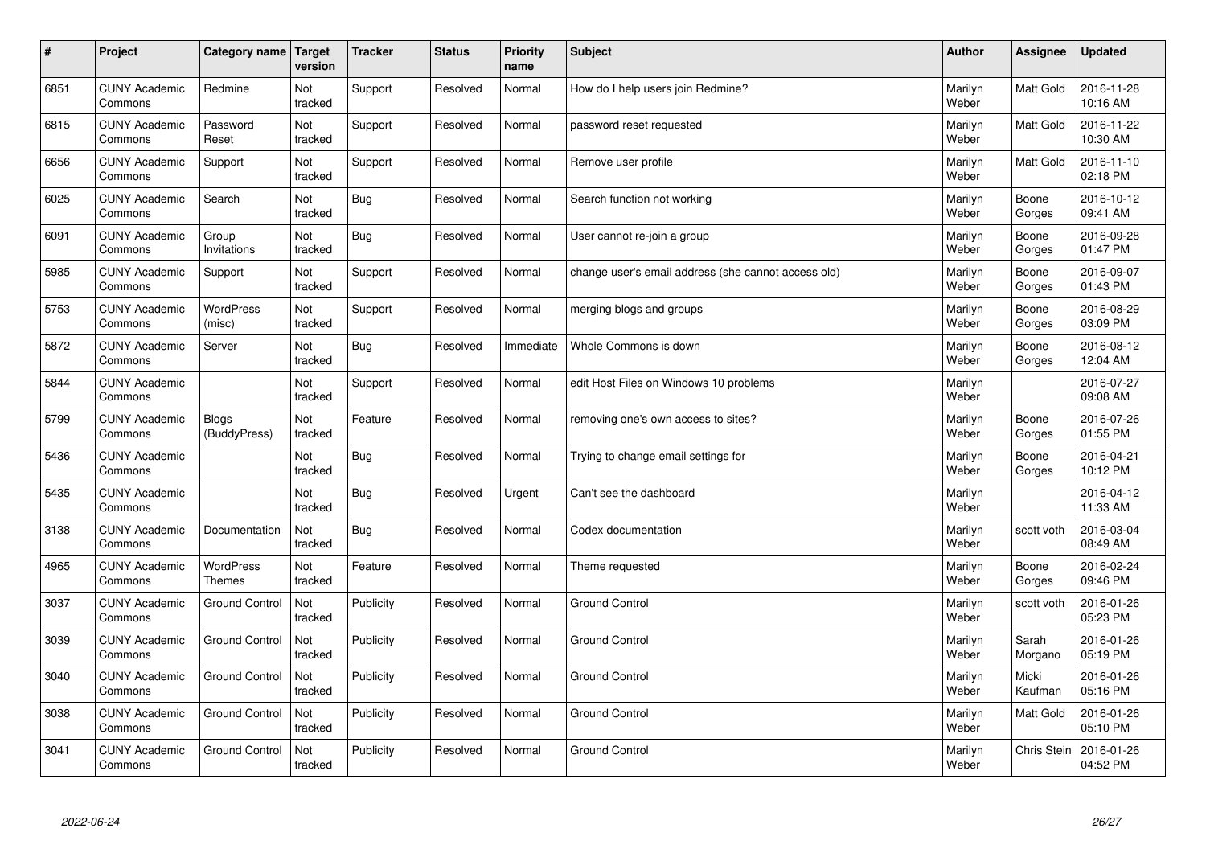| # | Project | Category name | Target version | Tracker | Status | Priority name | Subject | Author | Assignee | Updated |
|---|---|---|---|---|---|---|---|---|---|---|
| 6851 | CUNY Academic Commons | Redmine | Not tracked | Support | Resolved | Normal | How do I help users join Redmine? | Marilyn Weber | Matt Gold | 2016-11-28 10:16 AM |
| 6815 | CUNY Academic Commons | Password Reset | Not tracked | Support | Resolved | Normal | password reset requested | Marilyn Weber | Matt Gold | 2016-11-22 10:30 AM |
| 6656 | CUNY Academic Commons | Support | Not tracked | Support | Resolved | Normal | Remove user profile | Marilyn Weber | Matt Gold | 2016-11-10 02:18 PM |
| 6025 | CUNY Academic Commons | Search | Not tracked | Bug | Resolved | Normal | Search function not working | Marilyn Weber | Boone Gorges | 2016-10-12 09:41 AM |
| 6091 | CUNY Academic Commons | Group Invitations | Not tracked | Bug | Resolved | Normal | User cannot re-join a group | Marilyn Weber | Boone Gorges | 2016-09-28 01:47 PM |
| 5985 | CUNY Academic Commons | Support | Not tracked | Support | Resolved | Normal | change user's email address (she cannot access old) | Marilyn Weber | Boone Gorges | 2016-09-07 01:43 PM |
| 5753 | CUNY Academic Commons | WordPress (misc) | Not tracked | Support | Resolved | Normal | merging blogs and groups | Marilyn Weber | Boone Gorges | 2016-08-29 03:09 PM |
| 5872 | CUNY Academic Commons | Server | Not tracked | Bug | Resolved | Immediate | Whole Commons is down | Marilyn Weber | Boone Gorges | 2016-08-12 12:04 AM |
| 5844 | CUNY Academic Commons | | Not tracked | Support | Resolved | Normal | edit Host Files on Windows 10 problems | Marilyn Weber | | 2016-07-27 09:08 AM |
| 5799 | CUNY Academic Commons | Blogs (BuddyPress) | Not tracked | Feature | Resolved | Normal | removing one's own access to sites? | Marilyn Weber | Boone Gorges | 2016-07-26 01:55 PM |
| 5436 | CUNY Academic Commons | | Not tracked | Bug | Resolved | Normal | Trying to change email settings for | Marilyn Weber | Boone Gorges | 2016-04-21 10:12 PM |
| 5435 | CUNY Academic Commons | | Not tracked | Bug | Resolved | Urgent | Can't see the dashboard | Marilyn Weber | | 2016-04-12 11:33 AM |
| 3138 | CUNY Academic Commons | Documentation | Not tracked | Bug | Resolved | Normal | Codex documentation | Marilyn Weber | scott voth | 2016-03-04 08:49 AM |
| 4965 | CUNY Academic Commons | WordPress Themes | Not tracked | Feature | Resolved | Normal | Theme requested | Marilyn Weber | Boone Gorges | 2016-02-24 09:46 PM |
| 3037 | CUNY Academic Commons | Ground Control | Not tracked | Publicity | Resolved | Normal | Ground Control | Marilyn Weber | scott voth | 2016-01-26 05:23 PM |
| 3039 | CUNY Academic Commons | Ground Control | Not tracked | Publicity | Resolved | Normal | Ground Control | Marilyn Weber | Sarah Morgano | 2016-01-26 05:19 PM |
| 3040 | CUNY Academic Commons | Ground Control | Not tracked | Publicity | Resolved | Normal | Ground Control | Marilyn Weber | Micki Kaufman | 2016-01-26 05:16 PM |
| 3038 | CUNY Academic Commons | Ground Control | Not tracked | Publicity | Resolved | Normal | Ground Control | Marilyn Weber | Matt Gold | 2016-01-26 05:10 PM |
| 3041 | CUNY Academic Commons | Ground Control | Not tracked | Publicity | Resolved | Normal | Ground Control | Marilyn Weber | Chris Stein | 2016-01-26 04:52 PM |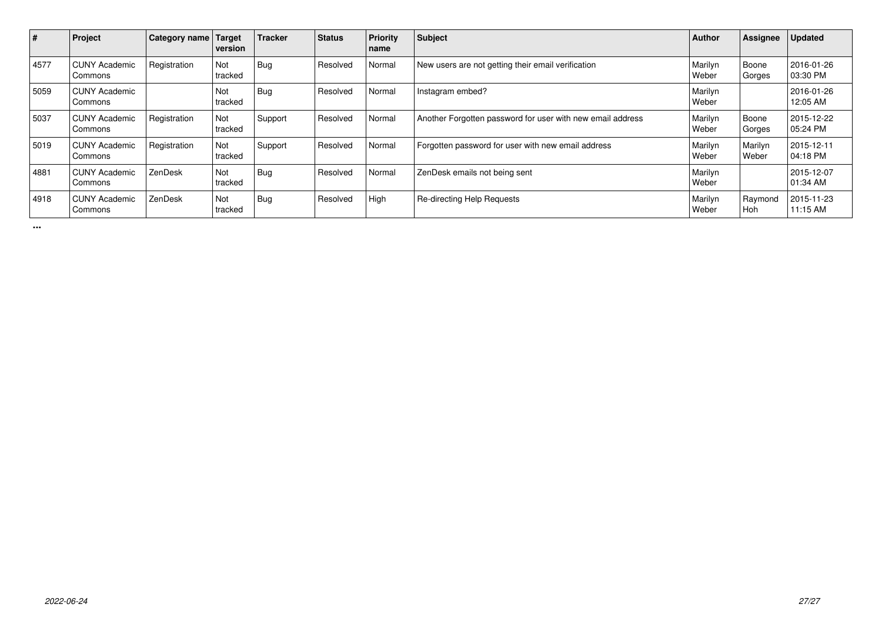| # | Project | Category name | Target version | Tracker | Status | Priority name | Subject | Author | Assignee | Updated |
|---|---|---|---|---|---|---|---|---|---|---|
| 4577 | CUNY Academic Commons | Registration | Not tracked | Bug | Resolved | Normal | New users are not getting their email verification | Marilyn Weber | Boone Gorges | 2016-01-26 03:30 PM |
| 5059 | CUNY Academic Commons | | Not tracked | Bug | Resolved | Normal | Instagram embed? | Marilyn Weber | | 2016-01-26 12:05 AM |
| 5037 | CUNY Academic Commons | Registration | Not tracked | Support | Resolved | Normal | Another Forgotten password for user with new email address | Marilyn Weber | Boone Gorges | 2015-12-22 05:24 PM |
| 5019 | CUNY Academic Commons | Registration | Not tracked | Support | Resolved | Normal | Forgotten password for user with new email address | Marilyn Weber | Marilyn Weber | 2015-12-11 04:18 PM |
| 4881 | CUNY Academic Commons | ZenDesk | Not tracked | Bug | Resolved | Normal | ZenDesk emails not being sent | Marilyn Weber | | 2015-12-07 01:34 AM |
| 4918 | CUNY Academic Commons | ZenDesk | Not tracked | Bug | Resolved | High | Re-directing Help Requests | Marilyn Weber | Raymond Hoh | 2015-11-23 11:15 AM |

...